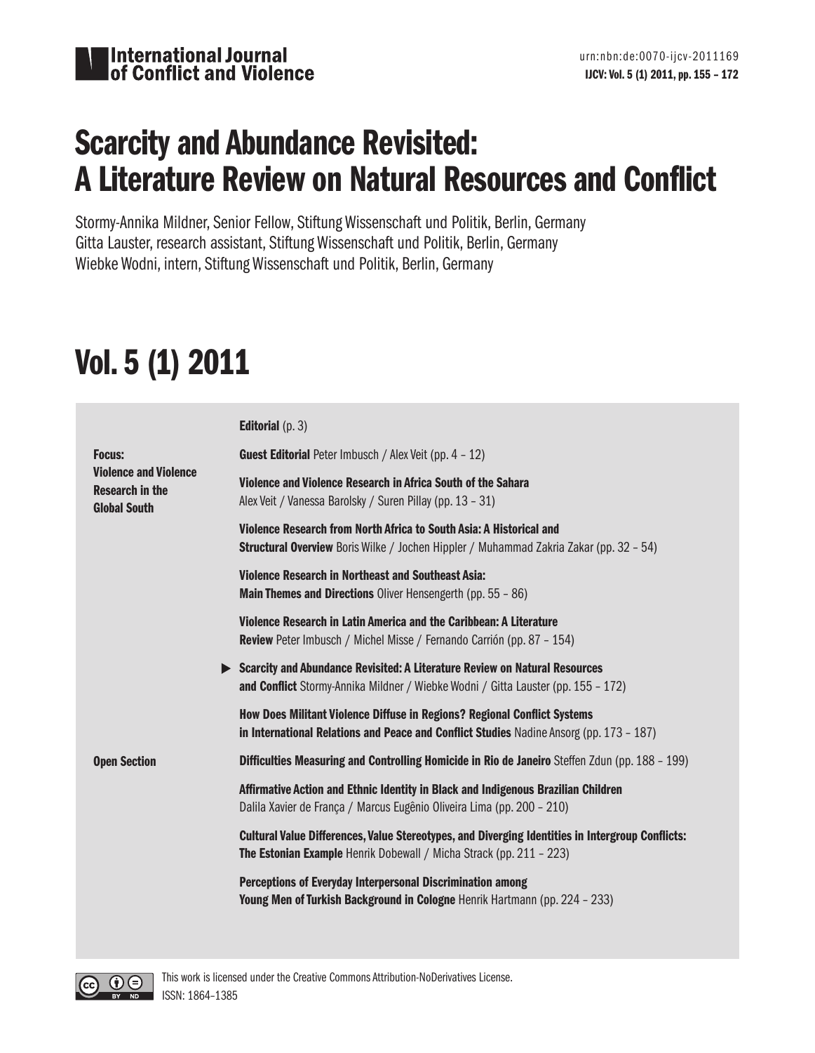# International Journal of Conflict and Violence

urn:nbn:de:0070-ijcv-2011169

**IJCV: Vol. 5 (1) 2011, pp. 155 – 172**

# Scarcity and Abundance Revisited: A Literature Review on Natural Resources and Conflict

Stormy-Annika Mildner, Senior Fellow, Stiftung Wissenschaft und Politik, Berlin, Germany
Gitta Lauster, research assistant, Stiftung Wissenschaft und Politik, Berlin, Germany
Wiebke Wodni, intern, Stiftung Wissenschaft und Politik, Berlin, Germany

# Vol. 5 (1) 2011

| | |
|---|---|
| | **Editorial** (p. 3) |
| **Focus: Violence and Violence Research in the Global South** | **Guest Editorial** Peter Imbusch / Alex Veit (pp. 4 – 12) |
| | **Violence and Violence Research in Africa South of the Sahara** Alex Veit / Vanessa Barolsky / Suren Pillay (pp. 13 – 31) |
| | **Violence Research from North Africa to South Asia: A Historical and Structural Overview** Boris Wilke / Jochen Hippler / Muhammad Zakria Zakar (pp. 32 – 54) |
| | **Violence Research in Northeast and Southeast Asia: Main Themes and Directions** Oliver Hensengerth (pp. 55 – 86) |
| | **Violence Research in Latin America and the Caribbean: A Literature Review** Peter Imbusch / Michel Misse / Fernando Carrión (pp. 87 – 154) |
| | ▶ **Scarcity and Abundance Revisited: A Literature Review on Natural Resources and Conflict** Stormy-Annika Mildner / Wiebke Wodni / Gitta Lauster (pp. 155 – 172) |
| | **How Does Militant Violence Diffuse in Regions? Regional Conflict Systems in International Relations and Peace and Conflict Studies** Nadine Ansorg (pp. 173 – 187) |
| **Open Section** | **Difficulties Measuring and Controlling Homicide in Rio de Janeiro** Steffen Zdun (pp. 188 – 199) |
| | **Affirmative Action and Ethnic Identity in Black and Indigenous Brazilian Children** Dalila Xavier de França / Marcus Eugênio Oliveira Lima (pp. 200 – 210) |
| | **Cultural Value Differences, Value Stereotypes, and Diverging Identities in Intergroup Conflicts: The Estonian Example** Henrik Dobewall / Micha Strack (pp. 211 – 223) |
| | **Perceptions of Everyday Interpersonal Discrimination among Young Men of Turkish Background in Cologne** Henrik Hartmann (pp. 224 – 233) |

This work is licensed under the Creative Commons Attribution-NoDerivatives License.
ISSN: 1864–1385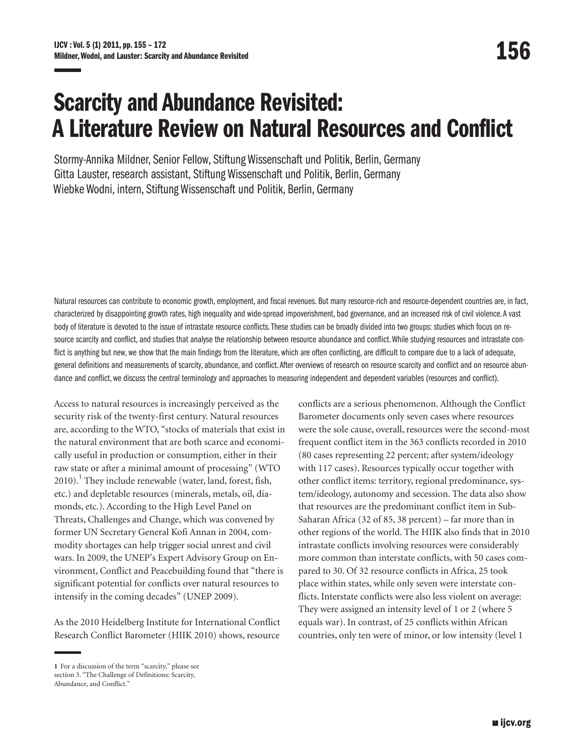# Scarcity and Abundance Revisited: A Literature Review on Natural Resources and Conflict

Stormy-Annika Mildner, Senior Fellow, Stiftung Wissenschaft und Politik, Berlin, Germany
Gitta Lauster, research assistant, Stiftung Wissenschaft und Politik, Berlin, Germany
Wiebke Wodni, intern, Stiftung Wissenschaft und Politik, Berlin, Germany

Natural resources can contribute to economic growth, employment, and fiscal revenues. But many resource-rich and resource-dependent countries are, in fact, characterized by disappointing growth rates, high inequality and wide-spread impoverishment, bad governance, and an increased risk of civil violence. A vast body of literature is devoted to the issue of intrastate resource conflicts. These studies can be broadly divided into two groups: studies which focus on resource scarcity and conflict, and studies that analyse the relationship between resource abundance and conflict. While studying resources and intrastate conflict is anything but new, we show that the main findings from the literature, which are often conflicting, are difficult to compare due to a lack of adequate, general definitions and measurements of scarcity, abundance, and conflict. After overviews of research on resource scarcity and conflict and on resource abundance and conflict, we discuss the central terminology and approaches to measuring independent and dependent variables (resources and conflict).

Access to natural resources is increasingly perceived as the security risk of the twenty-first century. Natural resources are, according to the WTO, "stocks of materials that exist in the natural environment that are both scarce and economically useful in production or consumption, either in their raw state or after a minimal amount of processing" (WTO 2010).[1] They include renewable (water, land, forest, fish, etc.) and depletable resources (minerals, metals, oil, diamonds, etc.). According to the High Level Panel on Threats, Challenges and Change, which was convened by former UN Secretary General Kofi Annan in 2004, commodity shortages can help trigger social unrest and civil wars. In 2009, the UNEP's Expert Advisory Group on Environment, Conflict and Peacebuilding found that "there is significant potential for conflicts over natural resources to intensify in the coming decades" (UNEP 2009).

As the 2010 Heidelberg Institute for International Conflict Research Conflict Barometer (HIIK 2010) shows, resource conflicts are a serious phenomenon. Although the Conflict Barometer documents only seven cases where resources were the sole cause, overall, resources were the second-most frequent conflict item in the 363 conflicts recorded in 2010 (80 cases representing 22 percent; after system/ideology with 117 cases). Resources typically occur together with other conflict items: territory, regional predominance, system/ideology, autonomy and secession. The data also show that resources are the predominant conflict item in Sub-Saharan Africa (32 of 85, 38 percent) – far more than in other regions of the world. The HIIK also finds that in 2010 intrastate conflicts involving resources were considerably more common than interstate conflicts, with 50 cases compared to 30. Of 32 resource conflicts in Africa, 25 took place within states, while only seven were interstate conflicts. Interstate conflicts were also less violent on average: They were assigned an intensity level of 1 or 2 (where 5 equals war). In contrast, of 25 conflicts within African countries, only ten were of minor, or low intensity (level 1

1 For a discussion of the term "scarcity," please see section 3. "The Challenge of Definitions: Scarcity, Abundance, and Conflict."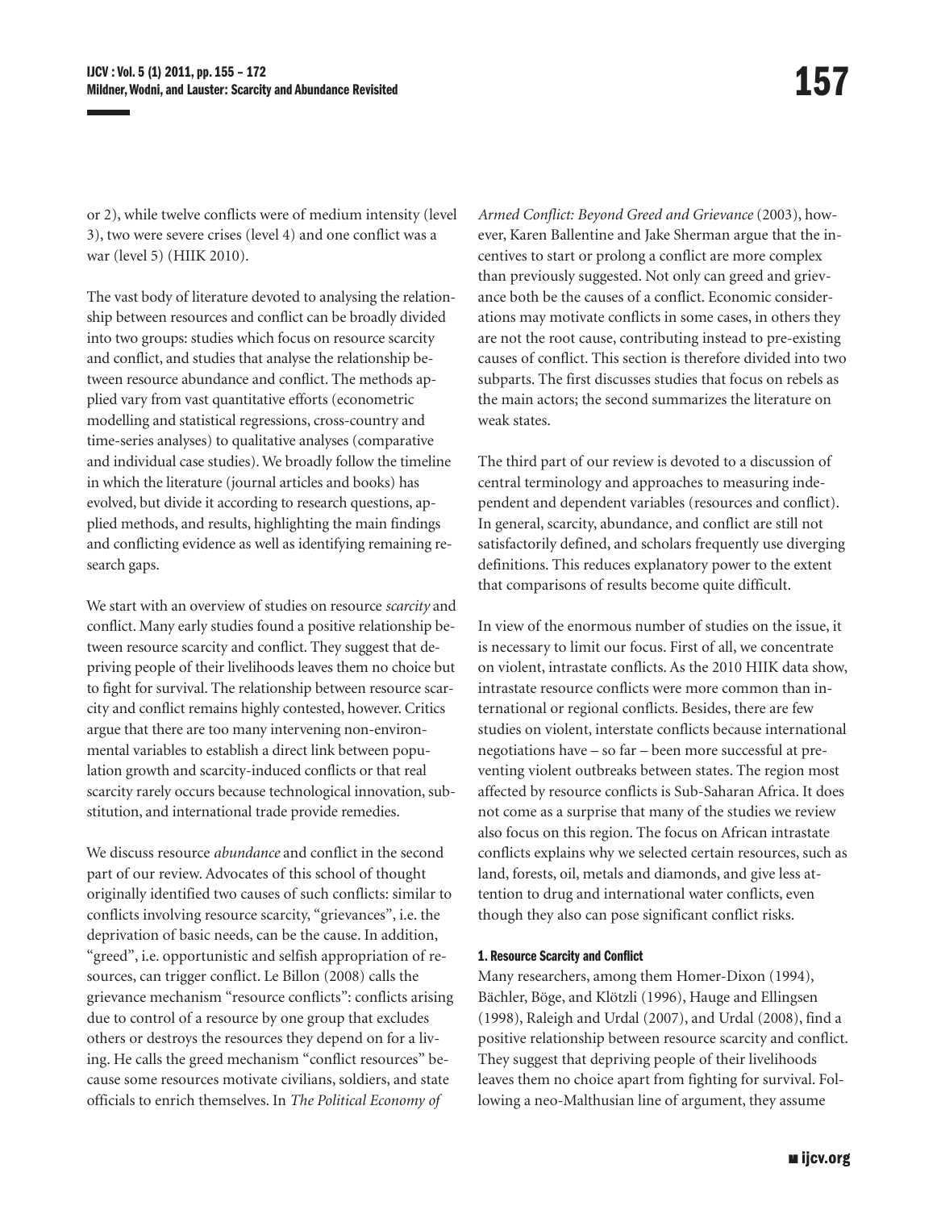or 2), while twelve conflicts were of medium intensity (level 3), two were severe crises (level 4) and one conflict was a war (level 5) (HIIK 2010).

The vast body of literature devoted to analysing the relationship between resources and conflict can be broadly divided into two groups: studies which focus on resource scarcity and conflict, and studies that analyse the relationship between resource abundance and conflict. The methods applied vary from vast quantitative efforts (econometric modelling and statistical regressions, cross-country and time-series analyses) to qualitative analyses (comparative and individual case studies). We broadly follow the timeline in which the literature (journal articles and books) has evolved, but divide it according to research questions, applied methods, and results, highlighting the main findings and conflicting evidence as well as identifying remaining research gaps.

We start with an overview of studies on resource *scarcity* and conflict. Many early studies found a positive relationship between resource scarcity and conflict. They suggest that depriving people of their livelihoods leaves them no choice but to fight for survival. The relationship between resource scarcity and conflict remains highly contested, however. Critics argue that there are too many intervening non-environmental variables to establish a direct link between population growth and scarcity-induced conflicts or that real scarcity rarely occurs because technological innovation, substitution, and international trade provide remedies.

We discuss resource *abundance* and conflict in the second part of our review. Advocates of this school of thought originally identified two causes of such conflicts: similar to conflicts involving resource scarcity, "grievances", i.e. the deprivation of basic needs, can be the cause. In addition, "greed", i.e. opportunistic and selfish appropriation of resources, can trigger conflict. Le Billon (2008) calls the grievance mechanism "resource conflicts": conflicts arising due to control of a resource by one group that excludes others or destroys the resources they depend on for a living. He calls the greed mechanism "conflict resources" because some resources motivate civilians, soldiers, and state officials to enrich themselves. In *The Political Economy of Armed Conflict: Beyond Greed and Grievance* (2003), however, Karen Ballentine and Jake Sherman argue that the incentives to start or prolong a conflict are more complex than previously suggested. Not only can greed and grievance both be the causes of a conflict. Economic considerations may motivate conflicts in some cases, in others they are not the root cause, contributing instead to pre-existing causes of conflict. This section is therefore divided into two subparts. The first discusses studies that focus on rebels as the main actors; the second summarizes the literature on weak states.

The third part of our review is devoted to a discussion of central terminology and approaches to measuring independent and dependent variables (resources and conflict). In general, scarcity, abundance, and conflict are still not satisfactorily defined, and scholars frequently use diverging definitions. This reduces explanatory power to the extent that comparisons of results become quite difficult.

In view of the enormous number of studies on the issue, it is necessary to limit our focus. First of all, we concentrate on violent, intrastate conflicts. As the 2010 HIIK data show, intrastate resource conflicts were more common than international or regional conflicts. Besides, there are few studies on violent, interstate conflicts because international negotiations have – so far – been more successful at preventing violent outbreaks between states. The region most affected by resource conflicts is Sub-Saharan Africa. It does not come as a surprise that many of the studies we review also focus on this region. The focus on African intrastate conflicts explains why we selected certain resources, such as land, forests, oil, metals and diamonds, and give less attention to drug and international water conflicts, even though they also can pose significant conflict risks.

#### 1. Resource Scarcity and Conflict

Many researchers, among them Homer-Dixon (1994), Bächler, Böge, and Klötzli (1996), Hauge and Ellingsen (1998), Raleigh and Urdal (2007), and Urdal (2008), find a positive relationship between resource scarcity and conflict. They suggest that depriving people of their livelihoods leaves them no choice apart from fighting for survival. Following a neo-Malthusian line of argument, they assume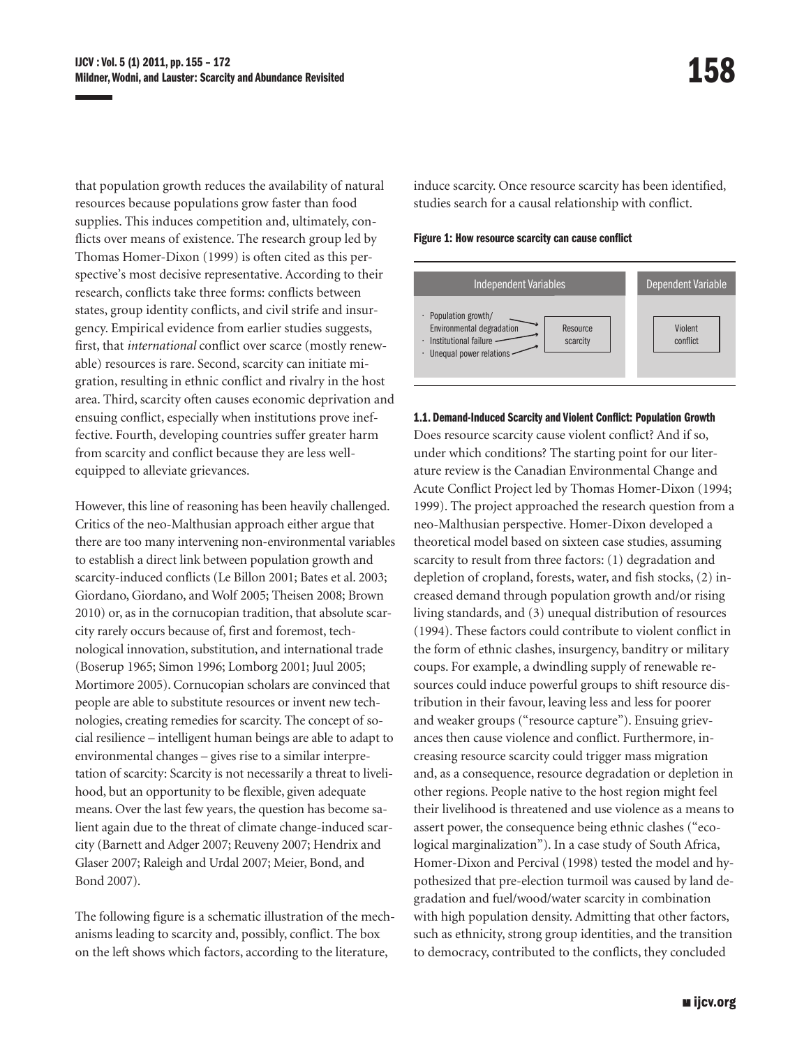that population growth reduces the availability of natural resources because populations grow faster than food supplies. This induces competition and, ultimately, conflicts over means of existence. The research group led by Thomas Homer-Dixon (1999) is often cited as this perspective's most decisive representative. According to their research, conflicts take three forms: conflicts between states, group identity conflicts, and civil strife and insurgency. Empirical evidence from earlier studies suggests, first, that *international* conflict over scarce (mostly renewable) resources is rare. Second, scarcity can initiate migration, resulting in ethnic conflict and rivalry in the host area. Third, scarcity often causes economic deprivation and ensuing conflict, especially when institutions prove ineffective. Fourth, developing countries suffer greater harm from scarcity and conflict because they are less well-equipped to alleviate grievances.

However, this line of reasoning has been heavily challenged. Critics of the neo-Malthusian approach either argue that there are too many intervening non-environmental variables to establish a direct link between population growth and scarcity-induced conflicts (Le Billon 2001; Bates et al. 2003; Giordano, Giordano, and Wolf 2005; Theisen 2008; Brown 2010) or, as in the cornucopian tradition, that absolute scarcity rarely occurs because of, first and foremost, technological innovation, substitution, and international trade (Boserup 1965; Simon 1996; Lomborg 2001; Juul 2005; Mortimore 2005). Cornucopian scholars are convinced that people are able to substitute resources or invent new technologies, creating remedies for scarcity. The concept of social resilience – intelligent human beings are able to adapt to environmental changes – gives rise to a similar interpretation of scarcity: Scarcity is not necessarily a threat to livelihood, but an opportunity to be flexible, given adequate means. Over the last few years, the question has become salient again due to the threat of climate change-induced scarcity (Barnett and Adger 2007; Reuveny 2007; Hendrix and Glaser 2007; Raleigh and Urdal 2007; Meier, Bond, and Bond 2007).

The following figure is a schematic illustration of the mechanisms leading to scarcity and, possibly, conflict. The box on the left shows which factors, according to the literature, induce scarcity. Once resource scarcity has been identified, studies search for a causal relationship with conflict.

**Figure 1: How resource scarcity can cause conflict**

| Independent Variables | | Dependent Variable |
|---|---|---|
| · Population growth/ Environmental degradation<br>· Institutional failure<br>· Unequal power relations | → Resource scarcity | Violent conflict |

#### 1.1. Demand-Induced Scarcity and Violent Conflict: Population Growth

Does resource scarcity cause violent conflict? And if so, under which conditions? The starting point for our literature review is the Canadian Environmental Change and Acute Conflict Project led by Thomas Homer-Dixon (1994; 1999). The project approached the research question from a neo-Malthusian perspective. Homer-Dixon developed a theoretical model based on sixteen case studies, assuming scarcity to result from three factors: (1) degradation and depletion of cropland, forests, water, and fish stocks, (2) increased demand through population growth and/or rising living standards, and (3) unequal distribution of resources (1994). These factors could contribute to violent conflict in the form of ethnic clashes, insurgency, banditry or military coups. For example, a dwindling supply of renewable resources could induce powerful groups to shift resource distribution in their favour, leaving less and less for poorer and weaker groups ("resource capture"). Ensuing grievances then cause violence and conflict. Furthermore, increasing resource scarcity could trigger mass migration and, as a consequence, resource degradation or depletion in other regions. People native to the host region might feel their livelihood is threatened and use violence as a means to assert power, the consequence being ethnic clashes ("ecological marginalization"). In a case study of South Africa, Homer-Dixon and Percival (1998) tested the model and hypothesized that pre-election turmoil was caused by land degradation and fuel/wood/water scarcity in combination with high population density. Admitting that other factors, such as ethnicity, strong group identities, and the transition to democracy, contributed to the conflicts, they concluded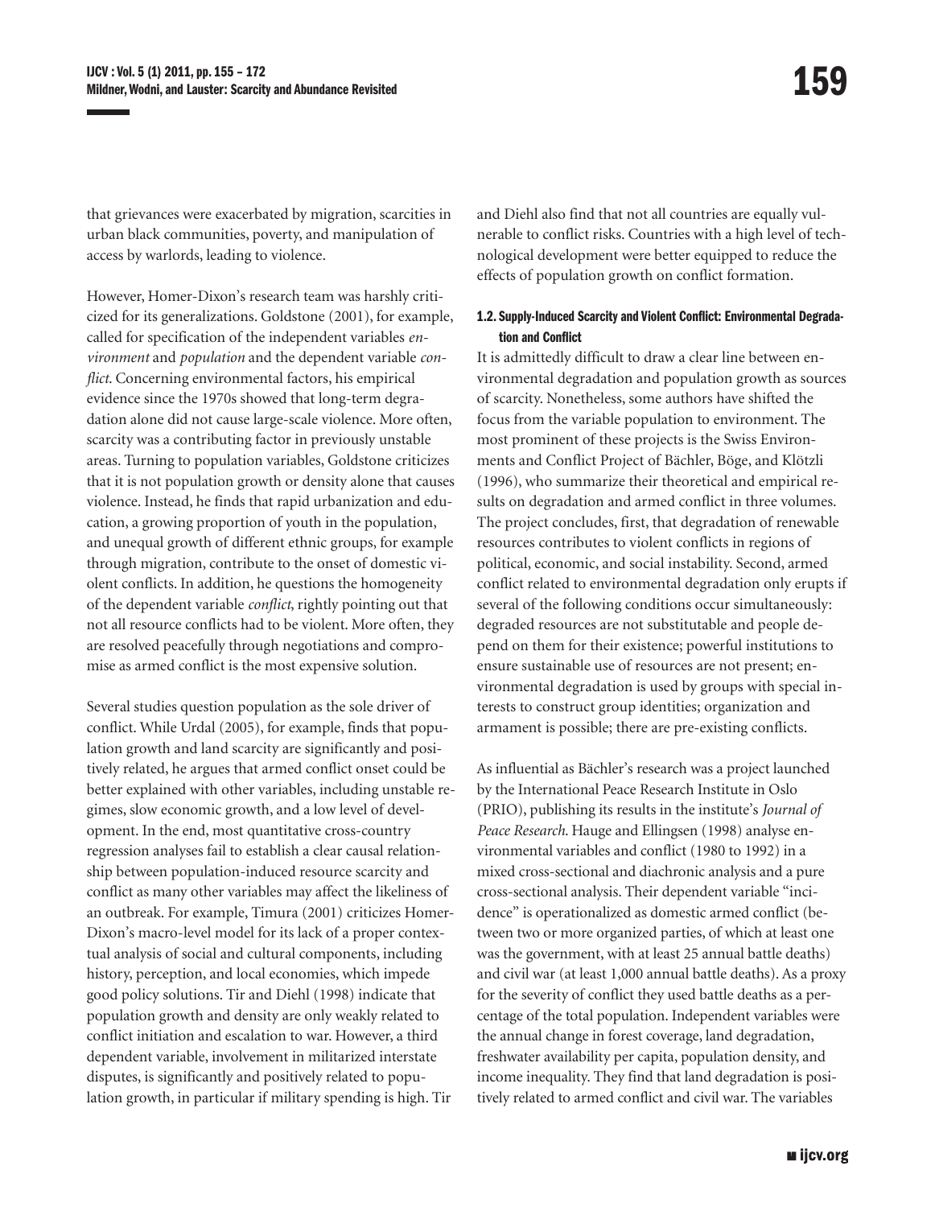that grievances were exacerbated by migration, scarcities in urban black communities, poverty, and manipulation of access by warlords, leading to violence.

However, Homer-Dixon's research team was harshly criticized for its generalizations. Goldstone (2001), for example, called for specification of the independent variables *environment* and *population* and the dependent variable *conflict*. Concerning environmental factors, his empirical evidence since the 1970s showed that long-term degradation alone did not cause large-scale violence. More often, scarcity was a contributing factor in previously unstable areas. Turning to population variables, Goldstone criticizes that it is not population growth or density alone that causes violence. Instead, he finds that rapid urbanization and education, a growing proportion of youth in the population, and unequal growth of different ethnic groups, for example through migration, contribute to the onset of domestic violent conflicts. In addition, he questions the homogeneity of the dependent variable *conflict*, rightly pointing out that not all resource conflicts had to be violent. More often, they are resolved peacefully through negotiations and compromise as armed conflict is the most expensive solution.

Several studies question population as the sole driver of conflict. While Urdal (2005), for example, finds that population growth and land scarcity are significantly and positively related, he argues that armed conflict onset could be better explained with other variables, including unstable regimes, slow economic growth, and a low level of development. In the end, most quantitative cross-country regression analyses fail to establish a clear causal relationship between population-induced resource scarcity and conflict as many other variables may affect the likeliness of an outbreak. For example, Timura (2001) criticizes Homer-Dixon's macro-level model for its lack of a proper contextual analysis of social and cultural components, including history, perception, and local economies, which impede good policy solutions. Tir and Diehl (1998) indicate that population growth and density are only weakly related to conflict initiation and escalation to war. However, a third dependent variable, involvement in militarized interstate disputes, is significantly and positively related to population growth, in particular if military spending is high. Tir and Diehl also find that not all countries are equally vulnerable to conflict risks. Countries with a high level of technological development were better equipped to reduce the effects of population growth on conflict formation.

#### 1.2. Supply-Induced Scarcity and Violent Conflict: Environmental Degradation and Conflict

It is admittedly difficult to draw a clear line between environmental degradation and population growth as sources of scarcity. Nonetheless, some authors have shifted the focus from the variable population to environment. The most prominent of these projects is the Swiss Environments and Conflict Project of Bächler, Böge, and Klötzli (1996), who summarize their theoretical and empirical results on degradation and armed conflict in three volumes. The project concludes, first, that degradation of renewable resources contributes to violent conflicts in regions of political, economic, and social instability. Second, armed conflict related to environmental degradation only erupts if several of the following conditions occur simultaneously: degraded resources are not substitutable and people depend on them for their existence; powerful institutions to ensure sustainable use of resources are not present; environmental degradation is used by groups with special interests to construct group identities; organization and armament is possible; there are pre-existing conflicts.

As influential as Bächler's research was a project launched by the International Peace Research Institute in Oslo (PRIO), publishing its results in the institute's *Journal of Peace Research*. Hauge and Ellingsen (1998) analyse environmental variables and conflict (1980 to 1992) in a mixed cross-sectional and diachronic analysis and a pure cross-sectional analysis. Their dependent variable "incidence" is operationalized as domestic armed conflict (between two or more organized parties, of which at least one was the government, with at least 25 annual battle deaths) and civil war (at least 1,000 annual battle deaths). As a proxy for the severity of conflict they used battle deaths as a percentage of the total population. Independent variables were the annual change in forest coverage, land degradation, freshwater availability per capita, population density, and income inequality. They find that land degradation is positively related to armed conflict and civil war. The variables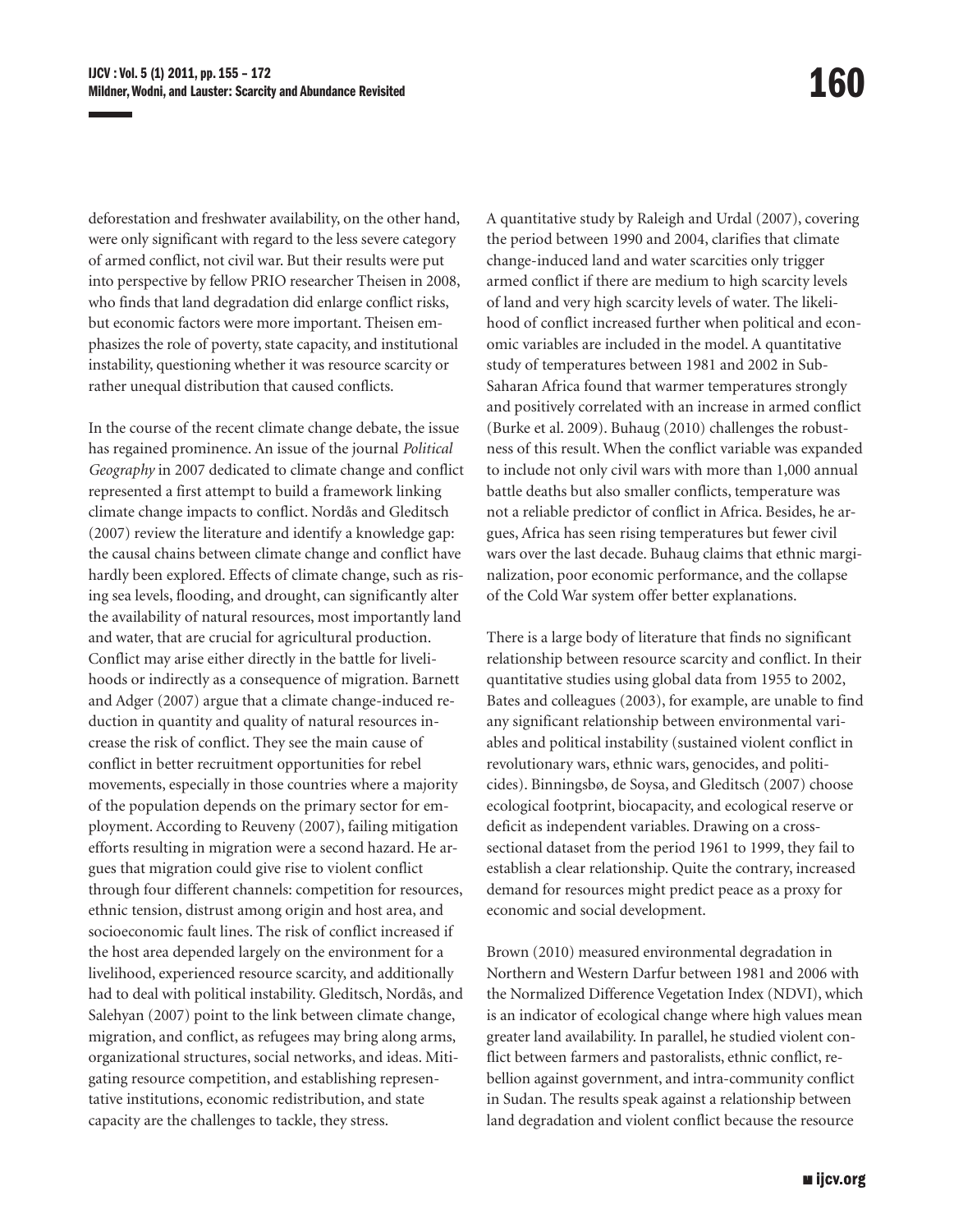deforestation and freshwater availability, on the other hand, were only significant with regard to the less severe category of armed conflict, not civil war. But their results were put into perspective by fellow PRIO researcher Theisen in 2008, who finds that land degradation did enlarge conflict risks, but economic factors were more important. Theisen emphasizes the role of poverty, state capacity, and institutional instability, questioning whether it was resource scarcity or rather unequal distribution that caused conflicts.

In the course of the recent climate change debate, the issue has regained prominence. An issue of the journal *Political Geography* in 2007 dedicated to climate change and conflict represented a first attempt to build a framework linking climate change impacts to conflict. Nordås and Gleditsch (2007) review the literature and identify a knowledge gap: the causal chains between climate change and conflict have hardly been explored. Effects of climate change, such as rising sea levels, flooding, and drought, can significantly alter the availability of natural resources, most importantly land and water, that are crucial for agricultural production. Conflict may arise either directly in the battle for livelihoods or indirectly as a consequence of migration. Barnett and Adger (2007) argue that a climate change-induced reduction in quantity and quality of natural resources increase the risk of conflict. They see the main cause of conflict in better recruitment opportunities for rebel movements, especially in those countries where a majority of the population depends on the primary sector for employment. According to Reuveny (2007), failing mitigation efforts resulting in migration were a second hazard. He argues that migration could give rise to violent conflict through four different channels: competition for resources, ethnic tension, distrust among origin and host area, and socioeconomic fault lines. The risk of conflict increased if the host area depended largely on the environment for a livelihood, experienced resource scarcity, and additionally had to deal with political instability. Gleditsch, Nordås, and Salehyan (2007) point to the link between climate change, migration, and conflict, as refugees may bring along arms, organizational structures, social networks, and ideas. Mitigating resource competition, and establishing representative institutions, economic redistribution, and state capacity are the challenges to tackle, they stress.

A quantitative study by Raleigh and Urdal (2007), covering the period between 1990 and 2004, clarifies that climate change-induced land and water scarcities only trigger armed conflict if there are medium to high scarcity levels of land and very high scarcity levels of water. The likelihood of conflict increased further when political and economic variables are included in the model. A quantitative study of temperatures between 1981 and 2002 in Sub-Saharan Africa found that warmer temperatures strongly and positively correlated with an increase in armed conflict (Burke et al. 2009). Buhaug (2010) challenges the robustness of this result. When the conflict variable was expanded to include not only civil wars with more than 1,000 annual battle deaths but also smaller conflicts, temperature was not a reliable predictor of conflict in Africa. Besides, he argues, Africa has seen rising temperatures but fewer civil wars over the last decade. Buhaug claims that ethnic marginalization, poor economic performance, and the collapse of the Cold War system offer better explanations.

There is a large body of literature that finds no significant relationship between resource scarcity and conflict. In their quantitative studies using global data from 1955 to 2002, Bates and colleagues (2003), for example, are unable to find any significant relationship between environmental variables and political instability (sustained violent conflict in revolutionary wars, ethnic wars, genocides, and politicides). Binningsbø, de Soysa, and Gleditsch (2007) choose ecological footprint, biocapacity, and ecological reserve or deficit as independent variables. Drawing on a cross-sectional dataset from the period 1961 to 1999, they fail to establish a clear relationship. Quite the contrary, increased demand for resources might predict peace as a proxy for economic and social development.

Brown (2010) measured environmental degradation in Northern and Western Darfur between 1981 and 2006 with the Normalized Difference Vegetation Index (NDVI), which is an indicator of ecological change where high values mean greater land availability. In parallel, he studied violent conflict between farmers and pastoralists, ethnic conflict, rebellion against government, and intra-community conflict in Sudan. The results speak against a relationship between land degradation and violent conflict because the resource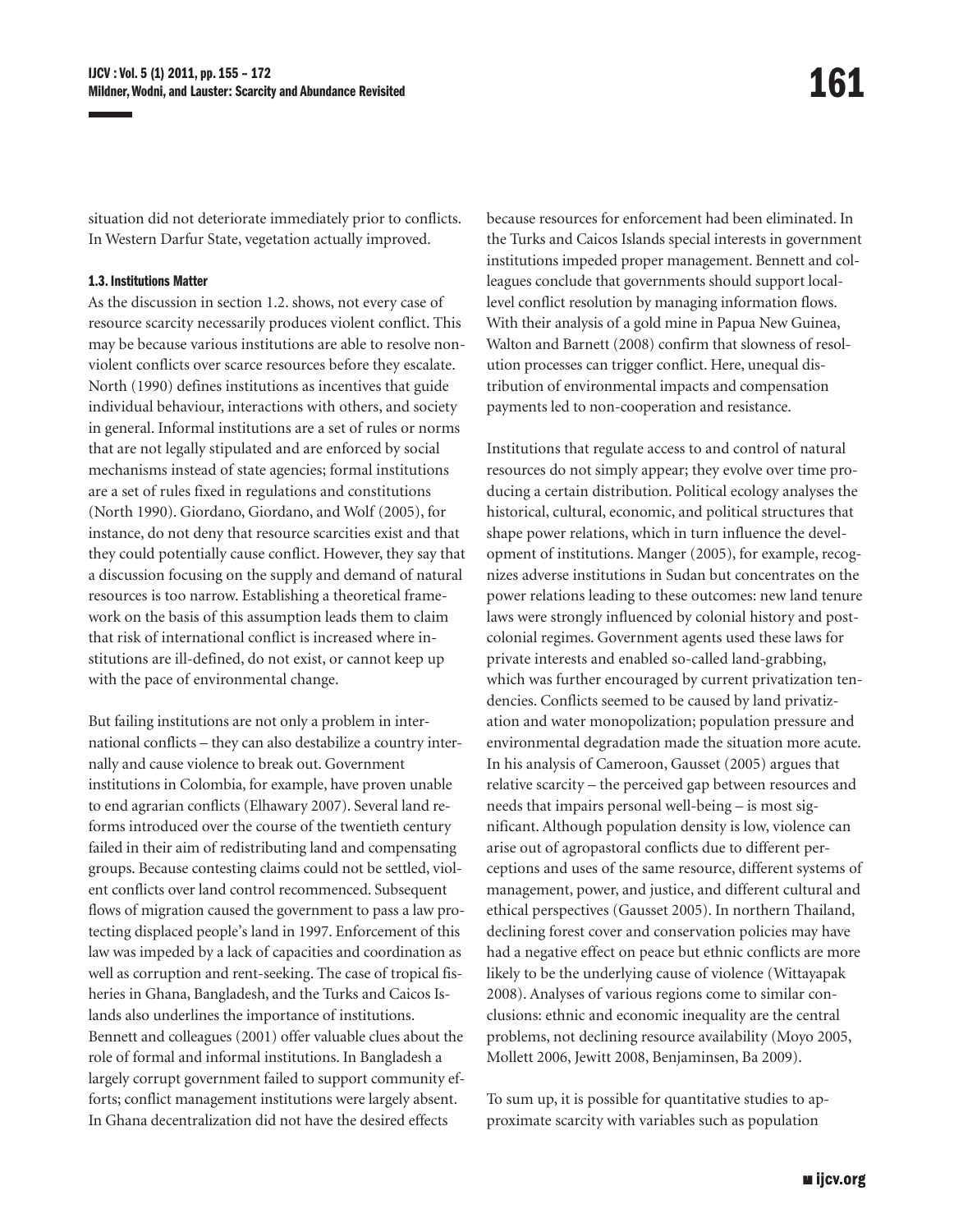situation did not deteriorate immediately prior to conflicts. In Western Darfur State, vegetation actually improved.

### 1.3. Institutions Matter

As the discussion in section 1.2. shows, not every case of resource scarcity necessarily produces violent conflict. This may be because various institutions are able to resolve nonviolent conflicts over scarce resources before they escalate. North (1990) defines institutions as incentives that guide individual behaviour, interactions with others, and society in general. Informal institutions are a set of rules or norms that are not legally stipulated and are enforced by social mechanisms instead of state agencies; formal institutions are a set of rules fixed in regulations and constitutions (North 1990). Giordano, Giordano, and Wolf (2005), for instance, do not deny that resource scarcities exist and that they could potentially cause conflict. However, they say that a discussion focusing on the supply and demand of natural resources is too narrow. Establishing a theoretical framework on the basis of this assumption leads them to claim that risk of international conflict is increased where institutions are ill-defined, do not exist, or cannot keep up with the pace of environmental change.

But failing institutions are not only a problem in international conflicts – they can also destabilize a country internally and cause violence to break out. Government institutions in Colombia, for example, have proven unable to end agrarian conflicts (Elhawary 2007). Several land reforms introduced over the course of the twentieth century failed in their aim of redistributing land and compensating groups. Because contesting claims could not be settled, violent conflicts over land control recommenced. Subsequent flows of migration caused the government to pass a law protecting displaced people's land in 1997. Enforcement of this law was impeded by a lack of capacities and coordination as well as corruption and rent-seeking. The case of tropical fisheries in Ghana, Bangladesh, and the Turks and Caicos Islands also underlines the importance of institutions. Bennett and colleagues (2001) offer valuable clues about the role of formal and informal institutions. In Bangladesh a largely corrupt government failed to support community efforts; conflict management institutions were largely absent. In Ghana decentralization did not have the desired effects because resources for enforcement had been eliminated. In the Turks and Caicos Islands special interests in government institutions impeded proper management. Bennett and colleagues conclude that governments should support local-level conflict resolution by managing information flows. With their analysis of a gold mine in Papua New Guinea, Walton and Barnett (2008) confirm that slowness of resolution processes can trigger conflict. Here, unequal distribution of environmental impacts and compensation payments led to non-cooperation and resistance.

Institutions that regulate access to and control of natural resources do not simply appear; they evolve over time producing a certain distribution. Political ecology analyses the historical, cultural, economic, and political structures that shape power relations, which in turn influence the development of institutions. Manger (2005), for example, recognizes adverse institutions in Sudan but concentrates on the power relations leading to these outcomes: new land tenure laws were strongly influenced by colonial history and post-colonial regimes. Government agents used these laws for private interests and enabled so-called land-grabbing, which was further encouraged by current privatization tendencies. Conflicts seemed to be caused by land privatization and water monopolization; population pressure and environmental degradation made the situation more acute. In his analysis of Cameroon, Gausset (2005) argues that relative scarcity – the perceived gap between resources and needs that impairs personal well-being – is most significant. Although population density is low, violence can arise out of agropastoral conflicts due to different perceptions and uses of the same resource, different systems of management, power, and justice, and different cultural and ethical perspectives (Gausset 2005). In northern Thailand, declining forest cover and conservation policies may have had a negative effect on peace but ethnic conflicts are more likely to be the underlying cause of violence (Wittayapak 2008). Analyses of various regions come to similar conclusions: ethnic and economic inequality are the central problems, not declining resource availability (Moyo 2005, Mollett 2006, Jewitt 2008, Benjaminsen, Ba 2009).

To sum up, it is possible for quantitative studies to approximate scarcity with variables such as population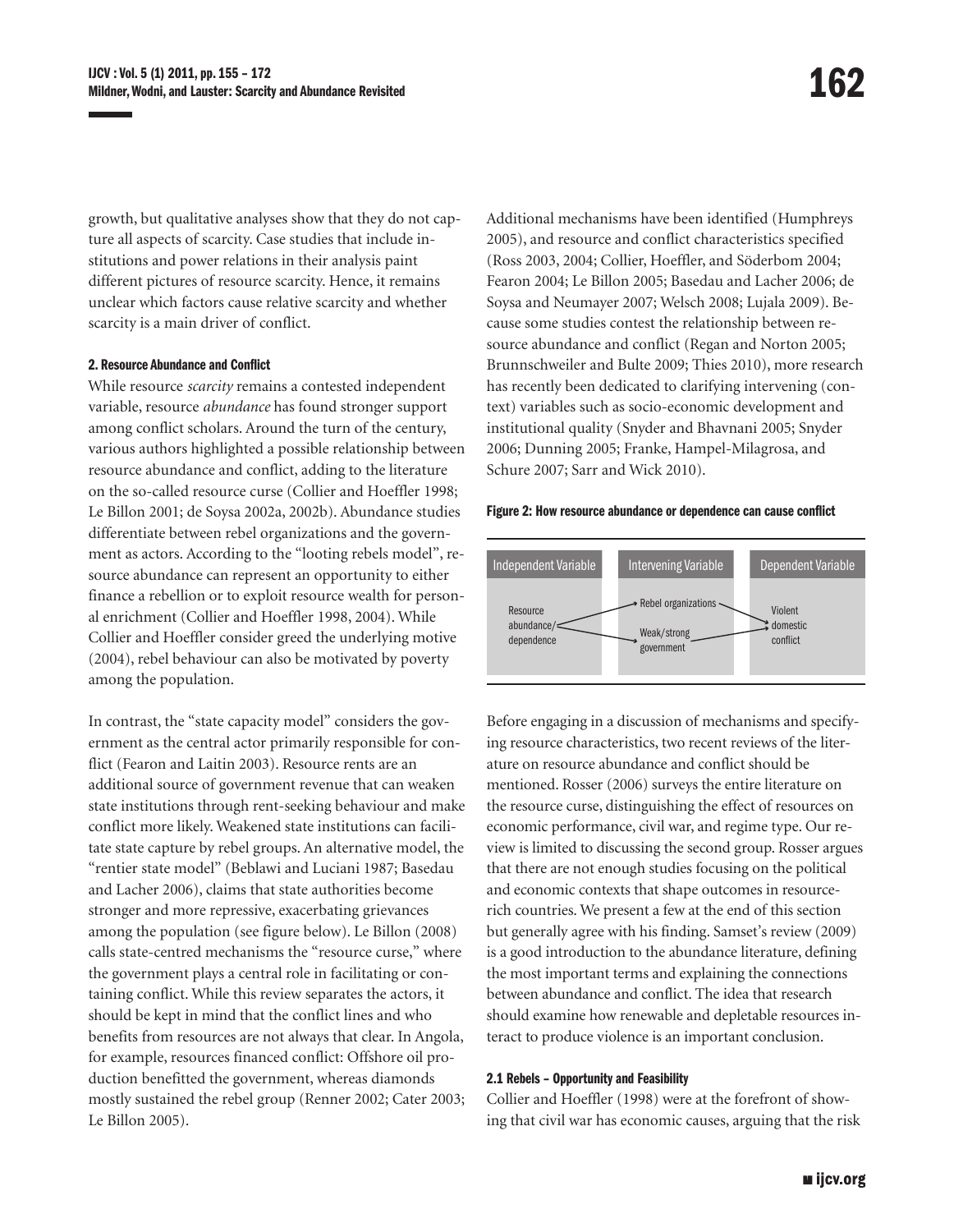growth, but qualitative analyses show that they do not capture all aspects of scarcity. Case studies that include institutions and power relations in their analysis paint different pictures of resource scarcity. Hence, it remains unclear which factors cause relative scarcity and whether scarcity is a main driver of conflict.

#### 2. Resource Abundance and Conflict

While resource *scarcity* remains a contested independent variable, resource *abundance* has found stronger support among conflict scholars. Around the turn of the century, various authors highlighted a possible relationship between resource abundance and conflict, adding to the literature on the so-called resource curse (Collier and Hoeffler 1998; Le Billon 2001; de Soysa 2002a, 2002b). Abundance studies differentiate between rebel organizations and the government as actors. According to the "looting rebels model", resource abundance can represent an opportunity to either finance a rebellion or to exploit resource wealth for personal enrichment (Collier and Hoeffler 1998, 2004). While Collier and Hoeffler consider greed the underlying motive (2004), rebel behaviour can also be motivated by poverty among the population.

In contrast, the "state capacity model" considers the government as the central actor primarily responsible for conflict (Fearon and Laitin 2003). Resource rents are an additional source of government revenue that can weaken state institutions through rent-seeking behaviour and make conflict more likely. Weakened state institutions can facilitate state capture by rebel groups. An alternative model, the "rentier state model" (Beblawi and Luciani 1987; Basedau and Lacher 2006), claims that state authorities become stronger and more repressive, exacerbating grievances among the population (see figure below). Le Billon (2008) calls state-centred mechanisms the "resource curse," where the government plays a central role in facilitating or containing conflict. While this review separates the actors, it should be kept in mind that the conflict lines and who benefits from resources are not always that clear. In Angola, for example, resources financed conflict: Offshore oil production benefitted the government, whereas diamonds mostly sustained the rebel group (Renner 2002; Cater 2003; Le Billon 2005).

Additional mechanisms have been identified (Humphreys 2005), and resource and conflict characteristics specified (Ross 2003, 2004; Collier, Hoeffler, and Söderbom 2004; Fearon 2004; Le Billon 2005; Basedau and Lacher 2006; de Soysa and Neumayer 2007; Welsch 2008; Lujala 2009). Because some studies contest the relationship between resource abundance and conflict (Regan and Norton 2005; Brunnschweiler and Bulte 2009; Thies 2010), more research has recently been dedicated to clarifying intervening (context) variables such as socio-economic development and institutional quality (Snyder and Bhavnani 2005; Snyder 2006; Dunning 2005; Franke, Hampel-Milagrosa, and Schure 2007; Sarr and Wick 2010).

**Figure 2: How resource abundance or dependence can cause conflict**

| Independent Variable | Intervening Variable | Dependent Variable |
| --- | --- | --- |
| Resource abundance/ dependence | Rebel organizations<br>Weak/strong government | Violent domestic conflict |

Before engaging in a discussion of mechanisms and specifying resource characteristics, two recent reviews of the literature on resource abundance and conflict should be mentioned. Rosser (2006) surveys the entire literature on the resource curse, distinguishing the effect of resources on economic performance, civil war, and regime type. Our review is limited to discussing the second group. Rosser argues that there are not enough studies focusing on the political and economic contexts that shape outcomes in resource-rich countries. We present a few at the end of this section but generally agree with his finding. Samset's review (2009) is a good introduction to the abundance literature, defining the most important terms and explaining the connections between abundance and conflict. The idea that research should examine how renewable and depletable resources interact to produce violence is an important conclusion.

#### 2.1 Rebels – Opportunity and Feasibility

Collier and Hoeffler (1998) were at the forefront of showing that civil war has economic causes, arguing that the risk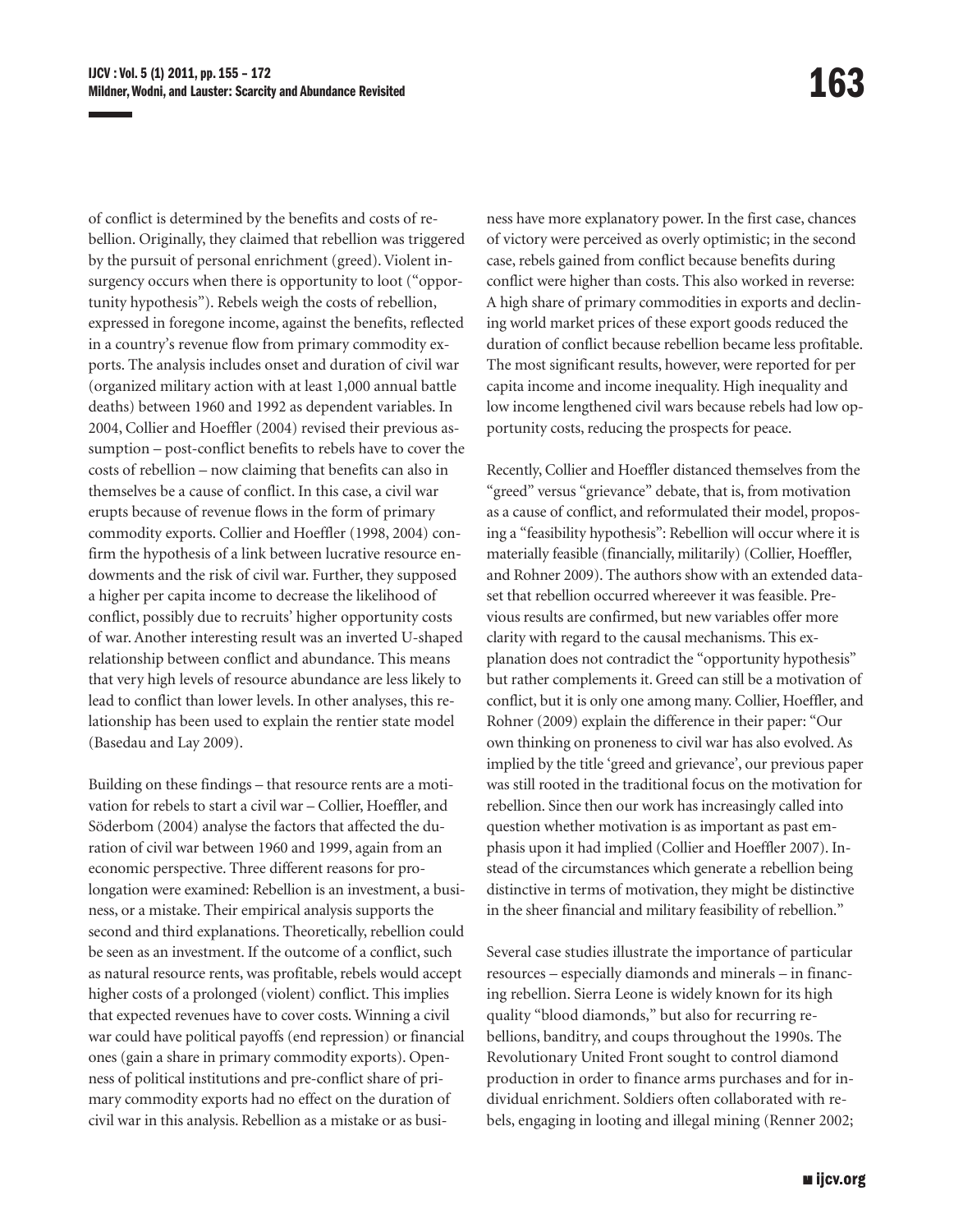of conflict is determined by the benefits and costs of rebellion. Originally, they claimed that rebellion was triggered by the pursuit of personal enrichment (greed). Violent insurgency occurs when there is opportunity to loot ("opportunity hypothesis"). Rebels weigh the costs of rebellion, expressed in foregone income, against the benefits, reflected in a country's revenue flow from primary commodity exports. The analysis includes onset and duration of civil war (organized military action with at least 1,000 annual battle deaths) between 1960 and 1992 as dependent variables. In 2004, Collier and Hoeffler (2004) revised their previous assumption – post-conflict benefits to rebels have to cover the costs of rebellion – now claiming that benefits can also in themselves be a cause of conflict. In this case, a civil war erupts because of revenue flows in the form of primary commodity exports. Collier and Hoeffler (1998, 2004) confirm the hypothesis of a link between lucrative resource endowments and the risk of civil war. Further, they supposed a higher per capita income to decrease the likelihood of conflict, possibly due to recruits' higher opportunity costs of war. Another interesting result was an inverted U-shaped relationship between conflict and abundance. This means that very high levels of resource abundance are less likely to lead to conflict than lower levels. In other analyses, this relationship has been used to explain the rentier state model (Basedau and Lay 2009).

Building on these findings – that resource rents are a motivation for rebels to start a civil war – Collier, Hoeffler, and Söderbom (2004) analyse the factors that affected the duration of civil war between 1960 and 1999, again from an economic perspective. Three different reasons for prolongation were examined: Rebellion is an investment, a business, or a mistake. Their empirical analysis supports the second and third explanations. Theoretically, rebellion could be seen as an investment. If the outcome of a conflict, such as natural resource rents, was profitable, rebels would accept higher costs of a prolonged (violent) conflict. This implies that expected revenues have to cover costs. Winning a civil war could have political payoffs (end repression) or financial ones (gain a share in primary commodity exports). Openness of political institutions and pre-conflict share of primary commodity exports had no effect on the duration of civil war in this analysis. Rebellion as a mistake or as business have more explanatory power. In the first case, chances of victory were perceived as overly optimistic; in the second case, rebels gained from conflict because benefits during conflict were higher than costs. This also worked in reverse: A high share of primary commodities in exports and declining world market prices of these export goods reduced the duration of conflict because rebellion became less profitable. The most significant results, however, were reported for per capita income and income inequality. High inequality and low income lengthened civil wars because rebels had low opportunity costs, reducing the prospects for peace.

Recently, Collier and Hoeffler distanced themselves from the "greed" versus "grievance" debate, that is, from motivation as a cause of conflict, and reformulated their model, proposing a "feasibility hypothesis": Rebellion will occur where it is materially feasible (financially, militarily) (Collier, Hoeffler, and Rohner 2009). The authors show with an extended dataset that rebellion occurred whereever it was feasible. Previous results are confirmed, but new variables offer more clarity with regard to the causal mechanisms. This explanation does not contradict the "opportunity hypothesis" but rather complements it. Greed can still be a motivation of conflict, but it is only one among many. Collier, Hoeffler, and Rohner (2009) explain the difference in their paper: "Our own thinking on proneness to civil war has also evolved. As implied by the title 'greed and grievance', our previous paper was still rooted in the traditional focus on the motivation for rebellion. Since then our work has increasingly called into question whether motivation is as important as past emphasis upon it had implied (Collier and Hoeffler 2007). Instead of the circumstances which generate a rebellion being distinctive in terms of motivation, they might be distinctive in the sheer financial and military feasibility of rebellion."

Several case studies illustrate the importance of particular resources – especially diamonds and minerals – in financing rebellion. Sierra Leone is widely known for its high quality "blood diamonds," but also for recurring rebellions, banditry, and coups throughout the 1990s. The Revolutionary United Front sought to control diamond production in order to finance arms purchases and for individual enrichment. Soldiers often collaborated with rebels, engaging in looting and illegal mining (Renner 2002;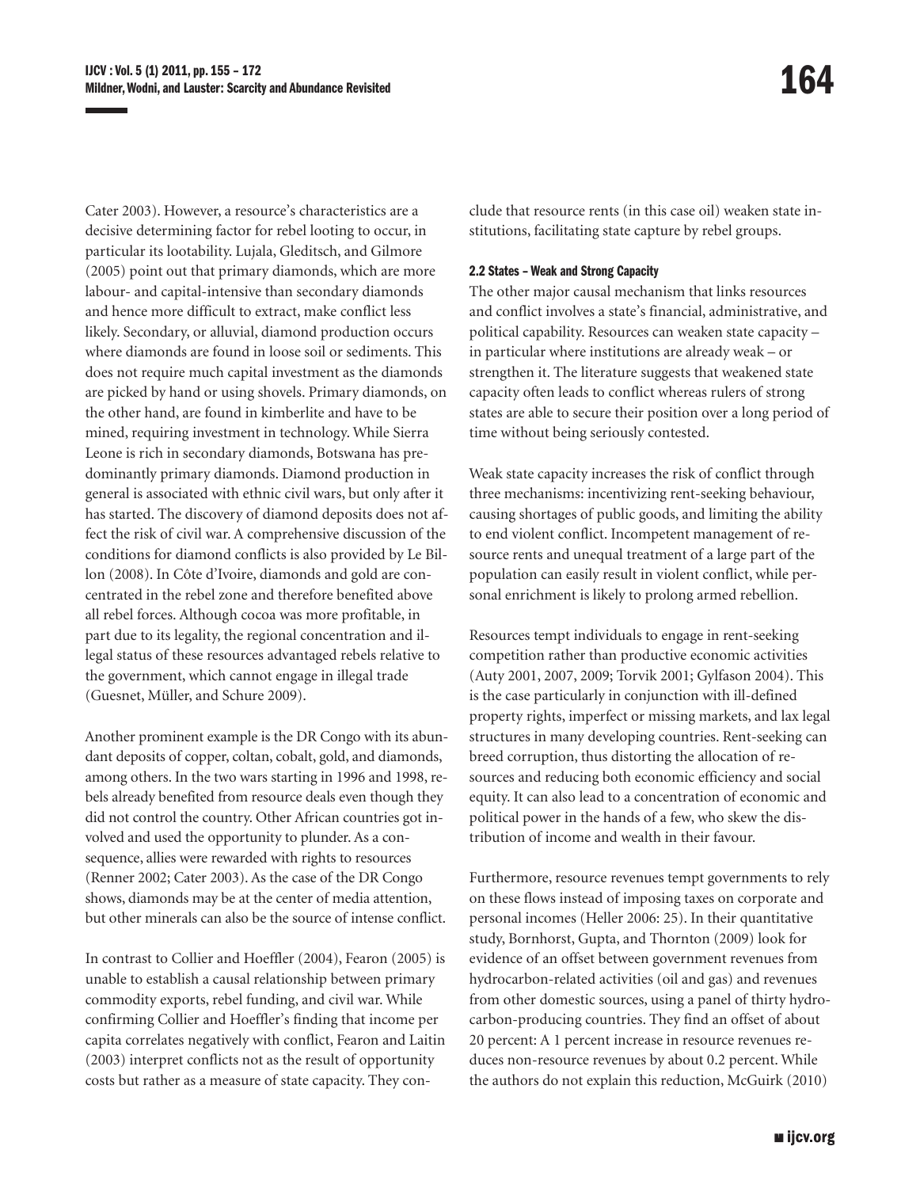Cater 2003). However, a resource's characteristics are a decisive determining factor for rebel looting to occur, in particular its lootability. Lujala, Gleditsch, and Gilmore (2005) point out that primary diamonds, which are more labour- and capital-intensive than secondary diamonds and hence more difficult to extract, make conflict less likely. Secondary, or alluvial, diamond production occurs where diamonds are found in loose soil or sediments. This does not require much capital investment as the diamonds are picked by hand or using shovels. Primary diamonds, on the other hand, are found in kimberlite and have to be mined, requiring investment in technology. While Sierra Leone is rich in secondary diamonds, Botswana has predominantly primary diamonds. Diamond production in general is associated with ethnic civil wars, but only after it has started. The discovery of diamond deposits does not affect the risk of civil war. A comprehensive discussion of the conditions for diamond conflicts is also provided by Le Billon (2008). In Côte d'Ivoire, diamonds and gold are concentrated in the rebel zone and therefore benefited above all rebel forces. Although cocoa was more profitable, in part due to its legality, the regional concentration and illegal status of these resources advantaged rebels relative to the government, which cannot engage in illegal trade (Guesnet, Müller, and Schure 2009).

Another prominent example is the DR Congo with its abundant deposits of copper, coltan, cobalt, gold, and diamonds, among others. In the two wars starting in 1996 and 1998, rebels already benefited from resource deals even though they did not control the country. Other African countries got involved and used the opportunity to plunder. As a consequence, allies were rewarded with rights to resources (Renner 2002; Cater 2003). As the case of the DR Congo shows, diamonds may be at the center of media attention, but other minerals can also be the source of intense conflict.

In contrast to Collier and Hoeffler (2004), Fearon (2005) is unable to establish a causal relationship between primary commodity exports, rebel funding, and civil war. While confirming Collier and Hoeffler's finding that income per capita correlates negatively with conflict, Fearon and Laitin (2003) interpret conflicts not as the result of opportunity costs but rather as a measure of state capacity. They conclude that resource rents (in this case oil) weaken state institutions, facilitating state capture by rebel groups.

#### 2.2 States – Weak and Strong Capacity

The other major causal mechanism that links resources and conflict involves a state's financial, administrative, and political capability. Resources can weaken state capacity – in particular where institutions are already weak – or strengthen it. The literature suggests that weakened state capacity often leads to conflict whereas rulers of strong states are able to secure their position over a long period of time without being seriously contested.

Weak state capacity increases the risk of conflict through three mechanisms: incentivizing rent-seeking behaviour, causing shortages of public goods, and limiting the ability to end violent conflict. Incompetent management of resource rents and unequal treatment of a large part of the population can easily result in violent conflict, while personal enrichment is likely to prolong armed rebellion.

Resources tempt individuals to engage in rent-seeking competition rather than productive economic activities (Auty 2001, 2007, 2009; Torvik 2001; Gylfason 2004). This is the case particularly in conjunction with ill-defined property rights, imperfect or missing markets, and lax legal structures in many developing countries. Rent-seeking can breed corruption, thus distorting the allocation of resources and reducing both economic efficiency and social equity. It can also lead to a concentration of economic and political power in the hands of a few, who skew the distribution of income and wealth in their favour.

Furthermore, resource revenues tempt governments to rely on these flows instead of imposing taxes on corporate and personal incomes (Heller 2006: 25). In their quantitative study, Bornhorst, Gupta, and Thornton (2009) look for evidence of an offset between government revenues from hydrocarbon-related activities (oil and gas) and revenues from other domestic sources, using a panel of thirty hydrocarbon-producing countries. They find an offset of about 20 percent: A 1 percent increase in resource revenues reduces non-resource revenues by about 0.2 percent. While the authors do not explain this reduction, McGuirk (2010)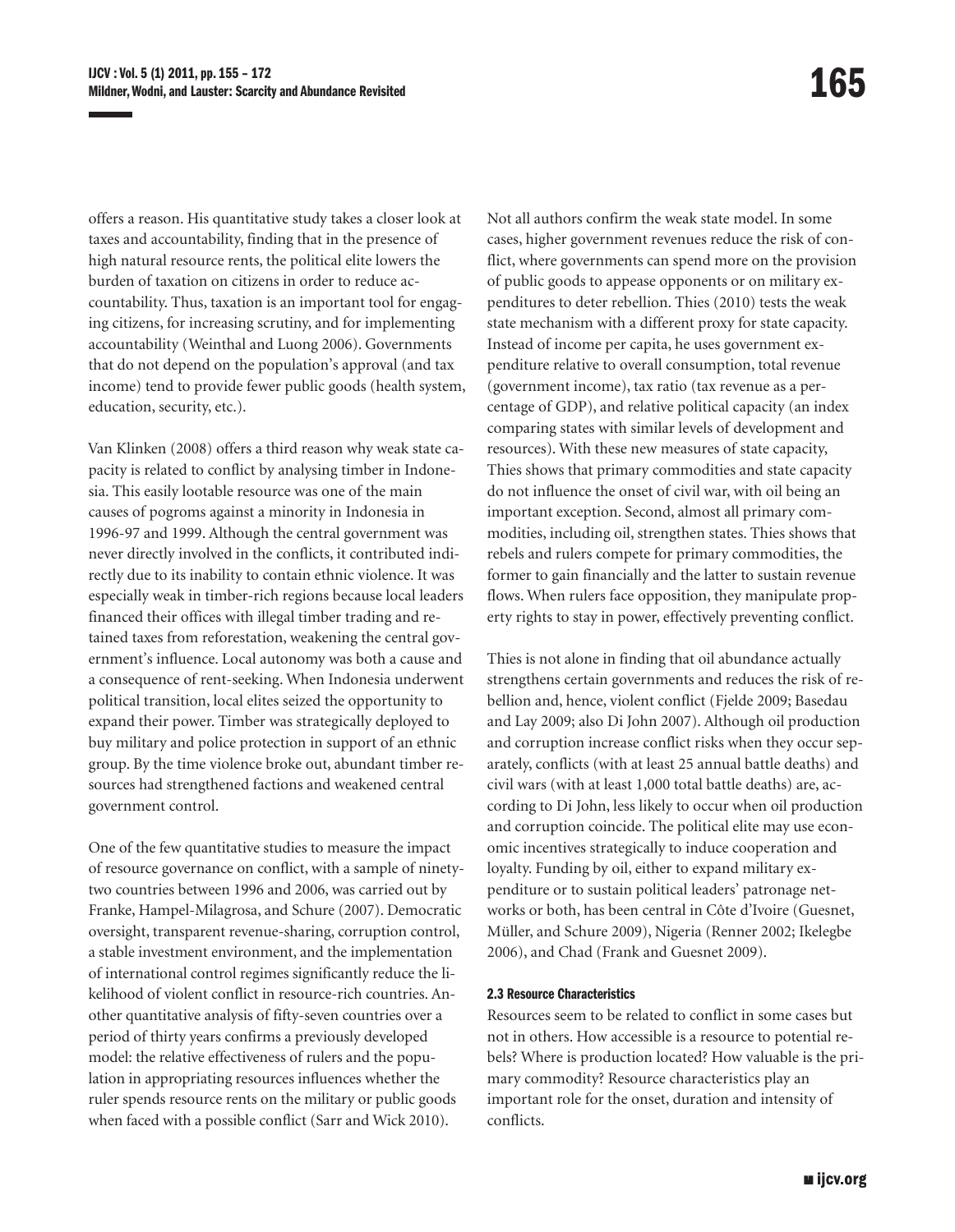offers a reason. His quantitative study takes a closer look at taxes and accountability, finding that in the presence of high natural resource rents, the political elite lowers the burden of taxation on citizens in order to reduce accountability. Thus, taxation is an important tool for engaging citizens, for increasing scrutiny, and for implementing accountability (Weinthal and Luong 2006). Governments that do not depend on the population's approval (and tax income) tend to provide fewer public goods (health system, education, security, etc.).

Van Klinken (2008) offers a third reason why weak state capacity is related to conflict by analysing timber in Indonesia. This easily lootable resource was one of the main causes of pogroms against a minority in Indonesia in 1996-97 and 1999. Although the central government was never directly involved in the conflicts, it contributed indirectly due to its inability to contain ethnic violence. It was especially weak in timber-rich regions because local leaders financed their offices with illegal timber trading and retained taxes from reforestation, weakening the central government's influence. Local autonomy was both a cause and a consequence of rent-seeking. When Indonesia underwent political transition, local elites seized the opportunity to expand their power. Timber was strategically deployed to buy military and police protection in support of an ethnic group. By the time violence broke out, abundant timber resources had strengthened factions and weakened central government control.

One of the few quantitative studies to measure the impact of resource governance on conflict, with a sample of ninety-two countries between 1996 and 2006, was carried out by Franke, Hampel-Milagrosa, and Schure (2007). Democratic oversight, transparent revenue-sharing, corruption control, a stable investment environment, and the implementation of international control regimes significantly reduce the likelihood of violent conflict in resource-rich countries. Another quantitative analysis of fifty-seven countries over a period of thirty years confirms a previously developed model: the relative effectiveness of rulers and the population in appropriating resources influences whether the ruler spends resource rents on the military or public goods when faced with a possible conflict (Sarr and Wick 2010).

Not all authors confirm the weak state model. In some cases, higher government revenues reduce the risk of conflict, where governments can spend more on the provision of public goods to appease opponents or on military expenditures to deter rebellion. Thies (2010) tests the weak state mechanism with a different proxy for state capacity. Instead of income per capita, he uses government expenditure relative to overall consumption, total revenue (government income), tax ratio (tax revenue as a percentage of GDP), and relative political capacity (an index comparing states with similar levels of development and resources). With these new measures of state capacity, Thies shows that primary commodities and state capacity do not influence the onset of civil war, with oil being an important exception. Second, almost all primary commodities, including oil, strengthen states. Thies shows that rebels and rulers compete for primary commodities, the former to gain financially and the latter to sustain revenue flows. When rulers face opposition, they manipulate property rights to stay in power, effectively preventing conflict.

Thies is not alone in finding that oil abundance actually strengthens certain governments and reduces the risk of rebellion and, hence, violent conflict (Fjelde 2009; Basedau and Lay 2009; also Di John 2007). Although oil production and corruption increase conflict risks when they occur separately, conflicts (with at least 25 annual battle deaths) and civil wars (with at least 1,000 total battle deaths) are, according to Di John, less likely to occur when oil production and corruption coincide. The political elite may use economic incentives strategically to induce cooperation and loyalty. Funding by oil, either to expand military expenditure or to sustain political leaders' patronage networks or both, has been central in Côte d'Ivoire (Guesnet, Müller, and Schure 2009), Nigeria (Renner 2002; Ikelegbe 2006), and Chad (Frank and Guesnet 2009).

### 2.3 Resource Characteristics

Resources seem to be related to conflict in some cases but not in others. How accessible is a resource to potential rebels? Where is production located? How valuable is the primary commodity? Resource characteristics play an important role for the onset, duration and intensity of conflicts.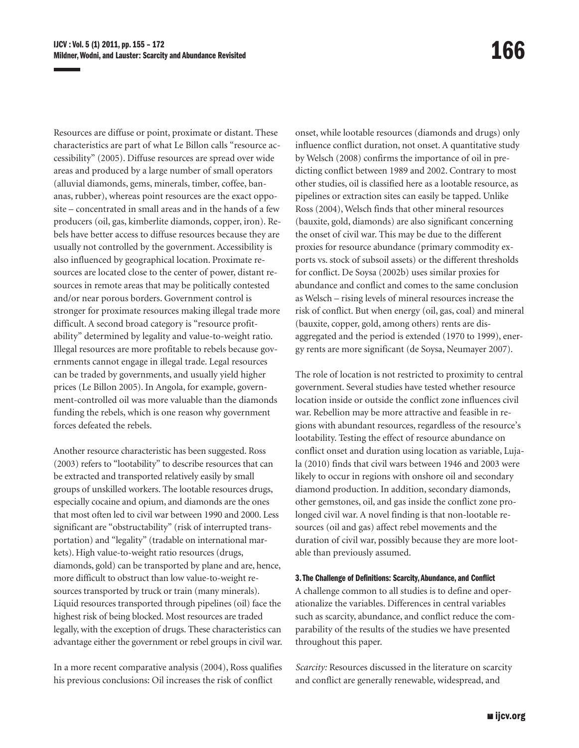Resources are diffuse or point, proximate or distant. These characteristics are part of what Le Billon calls "resource accessibility" (2005). Diffuse resources are spread over wide areas and produced by a large number of small operators (alluvial diamonds, gems, minerals, timber, coffee, bananas, rubber), whereas point resources are the exact opposite – concentrated in small areas and in the hands of a few producers (oil, gas, kimberlite diamonds, copper, iron). Rebels have better access to diffuse resources because they are usually not controlled by the government. Accessibility is also influenced by geographical location. Proximate resources are located close to the center of power, distant resources in remote areas that may be politically contested and/or near porous borders. Government control is stronger for proximate resources making illegal trade more difficult. A second broad category is "resource profitability" determined by legality and value-to-weight ratio. Illegal resources are more profitable to rebels because governments cannot engage in illegal trade. Legal resources can be traded by governments, and usually yield higher prices (Le Billon 2005). In Angola, for example, government-controlled oil was more valuable than the diamonds funding the rebels, which is one reason why government forces defeated the rebels.

Another resource characteristic has been suggested. Ross (2003) refers to "lootability" to describe resources that can be extracted and transported relatively easily by small groups of unskilled workers. The lootable resources drugs, especially cocaine and opium, and diamonds are the ones that most often led to civil war between 1990 and 2000. Less significant are "obstructability" (risk of interrupted transportation) and "legality" (tradable on international markets). High value-to-weight ratio resources (drugs, diamonds, gold) can be transported by plane and are, hence, more difficult to obstruct than low value-to-weight resources transported by truck or train (many minerals). Liquid resources transported through pipelines (oil) face the highest risk of being blocked. Most resources are traded legally, with the exception of drugs. These characteristics can advantage either the government or rebel groups in civil war.

In a more recent comparative analysis (2004), Ross qualifies his previous conclusions: Oil increases the risk of conflict onset, while lootable resources (diamonds and drugs) only influence conflict duration, not onset. A quantitative study by Welsch (2008) confirms the importance of oil in predicting conflict between 1989 and 2002. Contrary to most other studies, oil is classified here as a lootable resource, as pipelines or extraction sites can easily be tapped. Unlike Ross (2004), Welsch finds that other mineral resources (bauxite, gold, diamonds) are also significant concerning the onset of civil war. This may be due to the different proxies for resource abundance (primary commodity exports vs. stock of subsoil assets) or the different thresholds for conflict. De Soysa (2002b) uses similar proxies for abundance and conflict and comes to the same conclusion as Welsch – rising levels of mineral resources increase the risk of conflict. But when energy (oil, gas, coal) and mineral (bauxite, copper, gold, among others) rents are disaggregated and the period is extended (1970 to 1999), energy rents are more significant (de Soysa, Neumayer 2007).

The role of location is not restricted to proximity to central government. Several studies have tested whether resource location inside or outside the conflict zone influences civil war. Rebellion may be more attractive and feasible in regions with abundant resources, regardless of the resource's lootability. Testing the effect of resource abundance on conflict onset and duration using location as variable, Lujala (2010) finds that civil wars between 1946 and 2003 were likely to occur in regions with onshore oil and secondary diamond production. In addition, secondary diamonds, other gemstones, oil, and gas inside the conflict zone prolonged civil war. A novel finding is that non-lootable resources (oil and gas) affect rebel movements and the duration of civil war, possibly because they are more lootable than previously assumed.

### 3. The Challenge of Definitions: Scarcity, Abundance, and Conflict

A challenge common to all studies is to define and operationalize the variables. Differences in central variables such as scarcity, abundance, and conflict reduce the comparability of the results of the studies we have presented throughout this paper.

*Scarcity:* Resources discussed in the literature on scarcity and conflict are generally renewable, widespread, and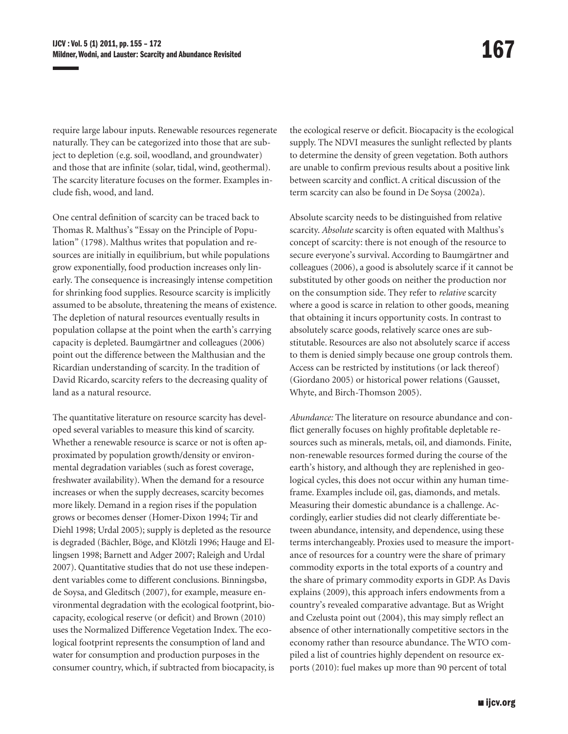require large labour inputs. Renewable resources regenerate naturally. They can be categorized into those that are subject to depletion (e.g. soil, woodland, and groundwater) and those that are infinite (solar, tidal, wind, geothermal). The scarcity literature focuses on the former. Examples include fish, wood, and land.

One central definition of scarcity can be traced back to Thomas R. Malthus's "Essay on the Principle of Population" (1798). Malthus writes that population and resources are initially in equilibrium, but while populations grow exponentially, food production increases only linearly. The consequence is increasingly intense competition for shrinking food supplies. Resource scarcity is implicitly assumed to be absolute, threatening the means of existence. The depletion of natural resources eventually results in population collapse at the point when the earth's carrying capacity is depleted. Baumgärtner and colleagues (2006) point out the difference between the Malthusian and the Ricardian understanding of scarcity. In the tradition of David Ricardo, scarcity refers to the decreasing quality of land as a natural resource.

The quantitative literature on resource scarcity has developed several variables to measure this kind of scarcity. Whether a renewable resource is scarce or not is often approximated by population growth/density or environmental degradation variables (such as forest coverage, freshwater availability). When the demand for a resource increases or when the supply decreases, scarcity becomes more likely. Demand in a region rises if the population grows or becomes denser (Homer-Dixon 1994; Tir and Diehl 1998; Urdal 2005); supply is depleted as the resource is degraded (Bächler, Böge, and Klötzli 1996; Hauge and Ellingsen 1998; Barnett and Adger 2007; Raleigh and Urdal 2007). Quantitative studies that do not use these independent variables come to different conclusions. Binningsbø, de Soysa, and Gleditsch (2007), for example, measure environmental degradation with the ecological footprint, biocapacity, ecological reserve (or deficit) and Brown (2010) uses the Normalized Difference Vegetation Index. The ecological footprint represents the consumption of land and water for consumption and production purposes in the consumer country, which, if subtracted from biocapacity, is the ecological reserve or deficit. Biocapacity is the ecological supply. The NDVI measures the sunlight reflected by plants to determine the density of green vegetation. Both authors are unable to confirm previous results about a positive link between scarcity and conflict. A critical discussion of the term scarcity can also be found in De Soysa (2002a).

Absolute scarcity needs to be distinguished from relative scarcity. *Absolute* scarcity is often equated with Malthus's concept of scarcity: there is not enough of the resource to secure everyone's survival. According to Baumgärtner and colleagues (2006), a good is absolutely scarce if it cannot be substituted by other goods on neither the production nor on the consumption side. They refer to *relative* scarcity where a good is scarce in relation to other goods, meaning that obtaining it incurs opportunity costs. In contrast to absolutely scarce goods, relatively scarce ones are substitutable. Resources are also not absolutely scarce if access to them is denied simply because one group controls them. Access can be restricted by institutions (or lack thereof) (Giordano 2005) or historical power relations (Gausset, Whyte, and Birch-Thomson 2005).

*Abundance:* The literature on resource abundance and conflict generally focuses on highly profitable depletable resources such as minerals, metals, oil, and diamonds. Finite, non-renewable resources formed during the course of the earth's history, and although they are replenished in geological cycles, this does not occur within any human timeframe. Examples include oil, gas, diamonds, and metals. Measuring their domestic abundance is a challenge. Accordingly, earlier studies did not clearly differentiate between abundance, intensity, and dependence, using these terms interchangeably. Proxies used to measure the importance of resources for a country were the share of primary commodity exports in the total exports of a country and the share of primary commodity exports in GDP. As Davis explains (2009), this approach infers endowments from a country's revealed comparative advantage. But as Wright and Czelusta point out (2004), this may simply reflect an absence of other internationally competitive sectors in the economy rather than resource abundance. The WTO compiled a list of countries highly dependent on resource exports (2010): fuel makes up more than 90 percent of total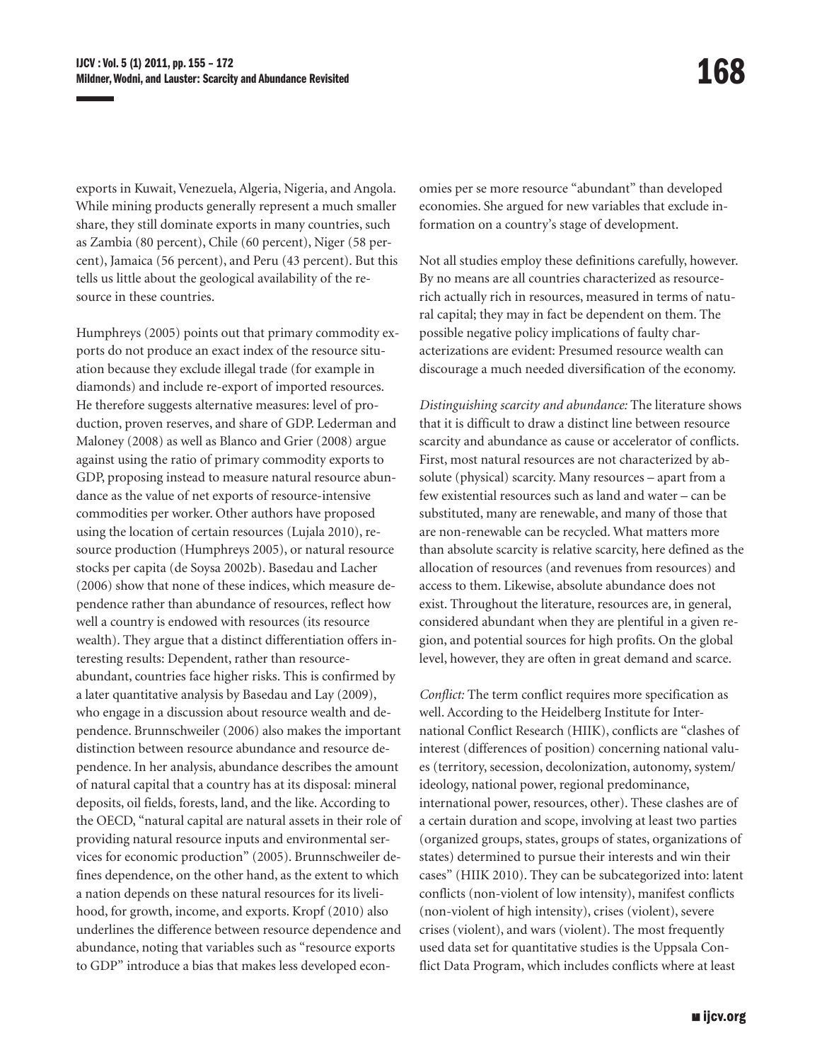exports in Kuwait, Venezuela, Algeria, Nigeria, and Angola. While mining products generally represent a much smaller share, they still dominate exports in many countries, such as Zambia (80 percent), Chile (60 percent), Niger (58 percent), Jamaica (56 percent), and Peru (43 percent). But this tells us little about the geological availability of the resource in these countries.

Humphreys (2005) points out that primary commodity exports do not produce an exact index of the resource situation because they exclude illegal trade (for example in diamonds) and include re-export of imported resources. He therefore suggests alternative measures: level of production, proven reserves, and share of GDP. Lederman and Maloney (2008) as well as Blanco and Grier (2008) argue against using the ratio of primary commodity exports to GDP, proposing instead to measure natural resource abundance as the value of net exports of resource-intensive commodities per worker. Other authors have proposed using the location of certain resources (Lujala 2010), resource production (Humphreys 2005), or natural resource stocks per capita (de Soysa 2002b). Basedau and Lacher (2006) show that none of these indices, which measure dependence rather than abundance of resources, reflect how well a country is endowed with resources (its resource wealth). They argue that a distinct differentiation offers interesting results: Dependent, rather than resource-abundant, countries face higher risks. This is confirmed by a later quantitative analysis by Basedau and Lay (2009), who engage in a discussion about resource wealth and dependence. Brunnschweiler (2006) also makes the important distinction between resource abundance and resource dependence. In her analysis, abundance describes the amount of natural capital that a country has at its disposal: mineral deposits, oil fields, forests, land, and the like. According to the OECD, "natural capital are natural assets in their role of providing natural resource inputs and environmental services for economic production" (2005). Brunnschweiler defines dependence, on the other hand, as the extent to which a nation depends on these natural resources for its livelihood, for growth, income, and exports. Kropf (2010) also underlines the difference between resource dependence and abundance, noting that variables such as "resource exports to GDP" introduce a bias that makes less developed economies per se more resource "abundant" than developed economies. She argued for new variables that exclude information on a country's stage of development.

Not all studies employ these definitions carefully, however. By no means are all countries characterized as resource-rich actually rich in resources, measured in terms of natural capital; they may in fact be dependent on them. The possible negative policy implications of faulty characterizations are evident: Presumed resource wealth can discourage a much needed diversification of the economy.

*Distinguishing scarcity and abundance:* The literature shows that it is difficult to draw a distinct line between resource scarcity and abundance as cause or accelerator of conflicts. First, most natural resources are not characterized by absolute (physical) scarcity. Many resources – apart from a few existential resources such as land and water – can be substituted, many are renewable, and many of those that are non-renewable can be recycled. What matters more than absolute scarcity is relative scarcity, here defined as the allocation of resources (and revenues from resources) and access to them. Likewise, absolute abundance does not exist. Throughout the literature, resources are, in general, considered abundant when they are plentiful in a given region, and potential sources for high profits. On the global level, however, they are often in great demand and scarce.

*Conflict:* The term conflict requires more specification as well. According to the Heidelberg Institute for International Conflict Research (HIIK), conflicts are "clashes of interest (differences of position) concerning national values (territory, secession, decolonization, autonomy, system/ideology, national power, regional predominance, international power, resources, other). These clashes are of a certain duration and scope, involving at least two parties (organized groups, states, groups of states, organizations of states) determined to pursue their interests and win their cases" (HIIK 2010). They can be subcategorized into: latent conflicts (non-violent of low intensity), manifest conflicts (non-violent of high intensity), crises (violent), severe crises (violent), and wars (violent). The most frequently used data set for quantitative studies is the Uppsala Conflict Data Program, which includes conflicts where at least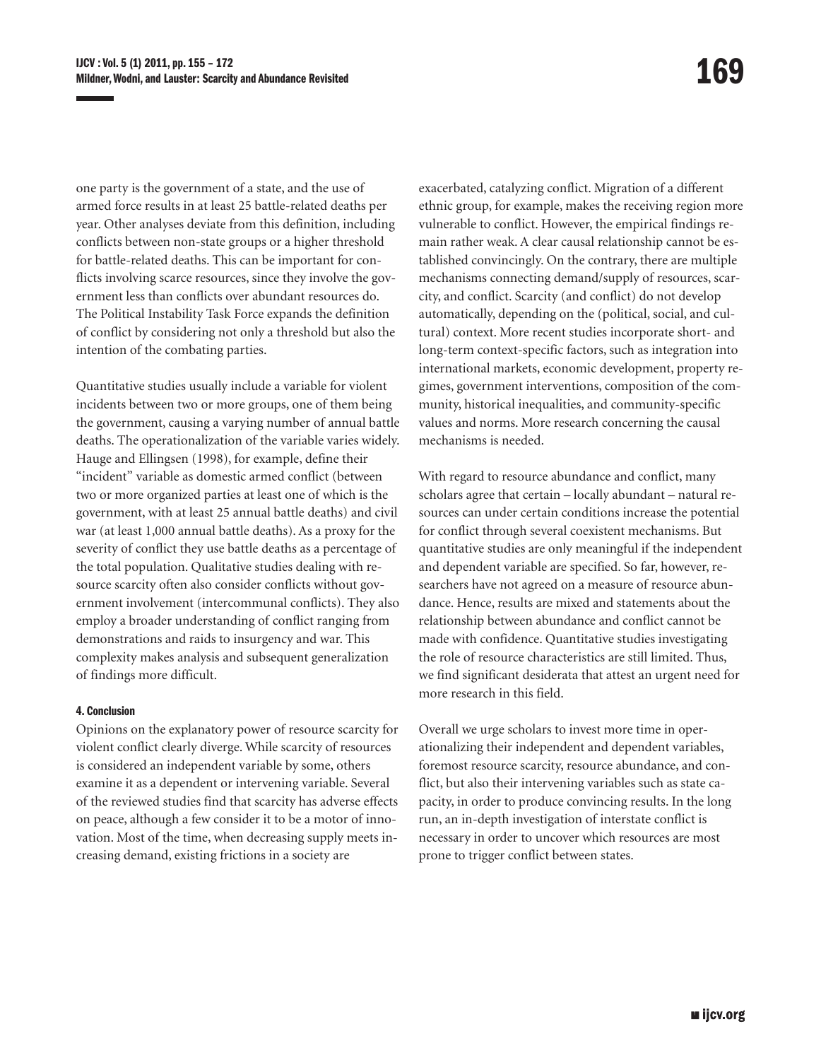one party is the government of a state, and the use of armed force results in at least 25 battle-related deaths per year. Other analyses deviate from this definition, including conflicts between non-state groups or a higher threshold for battle-related deaths. This can be important for conflicts involving scarce resources, since they involve the government less than conflicts over abundant resources do. The Political Instability Task Force expands the definition of conflict by considering not only a threshold but also the intention of the combating parties.

Quantitative studies usually include a variable for violent incidents between two or more groups, one of them being the government, causing a varying number of annual battle deaths. The operationalization of the variable varies widely. Hauge and Ellingsen (1998), for example, define their "incident" variable as domestic armed conflict (between two or more organized parties at least one of which is the government, with at least 25 annual battle deaths) and civil war (at least 1,000 annual battle deaths). As a proxy for the severity of conflict they use battle deaths as a percentage of the total population. Qualitative studies dealing with resource scarcity often also consider conflicts without government involvement (intercommunal conflicts). They also employ a broader understanding of conflict ranging from demonstrations and raids to insurgency and war. This complexity makes analysis and subsequent generalization of findings more difficult.

#### 4. Conclusion

Opinions on the explanatory power of resource scarcity for violent conflict clearly diverge. While scarcity of resources is considered an independent variable by some, others examine it as a dependent or intervening variable. Several of the reviewed studies find that scarcity has adverse effects on peace, although a few consider it to be a motor of innovation. Most of the time, when decreasing supply meets increasing demand, existing frictions in a society are exacerbated, catalyzing conflict. Migration of a different ethnic group, for example, makes the receiving region more vulnerable to conflict. However, the empirical findings remain rather weak. A clear causal relationship cannot be established convincingly. On the contrary, there are multiple mechanisms connecting demand/supply of resources, scarcity, and conflict. Scarcity (and conflict) do not develop automatically, depending on the (political, social, and cultural) context. More recent studies incorporate short- and long-term context-specific factors, such as integration into international markets, economic development, property regimes, government interventions, composition of the community, historical inequalities, and community-specific values and norms. More research concerning the causal mechanisms is needed.

With regard to resource abundance and conflict, many scholars agree that certain – locally abundant – natural resources can under certain conditions increase the potential for conflict through several coexistent mechanisms. But quantitative studies are only meaningful if the independent and dependent variable are specified. So far, however, researchers have not agreed on a measure of resource abundance. Hence, results are mixed and statements about the relationship between abundance and conflict cannot be made with confidence. Quantitative studies investigating the role of resource characteristics are still limited. Thus, we find significant desiderata that attest an urgent need for more research in this field.

Overall we urge scholars to invest more time in operationalizing their independent and dependent variables, foremost resource scarcity, resource abundance, and conflict, but also their intervening variables such as state capacity, in order to produce convincing results. In the long run, an in-depth investigation of interstate conflict is necessary in order to uncover which resources are most prone to trigger conflict between states.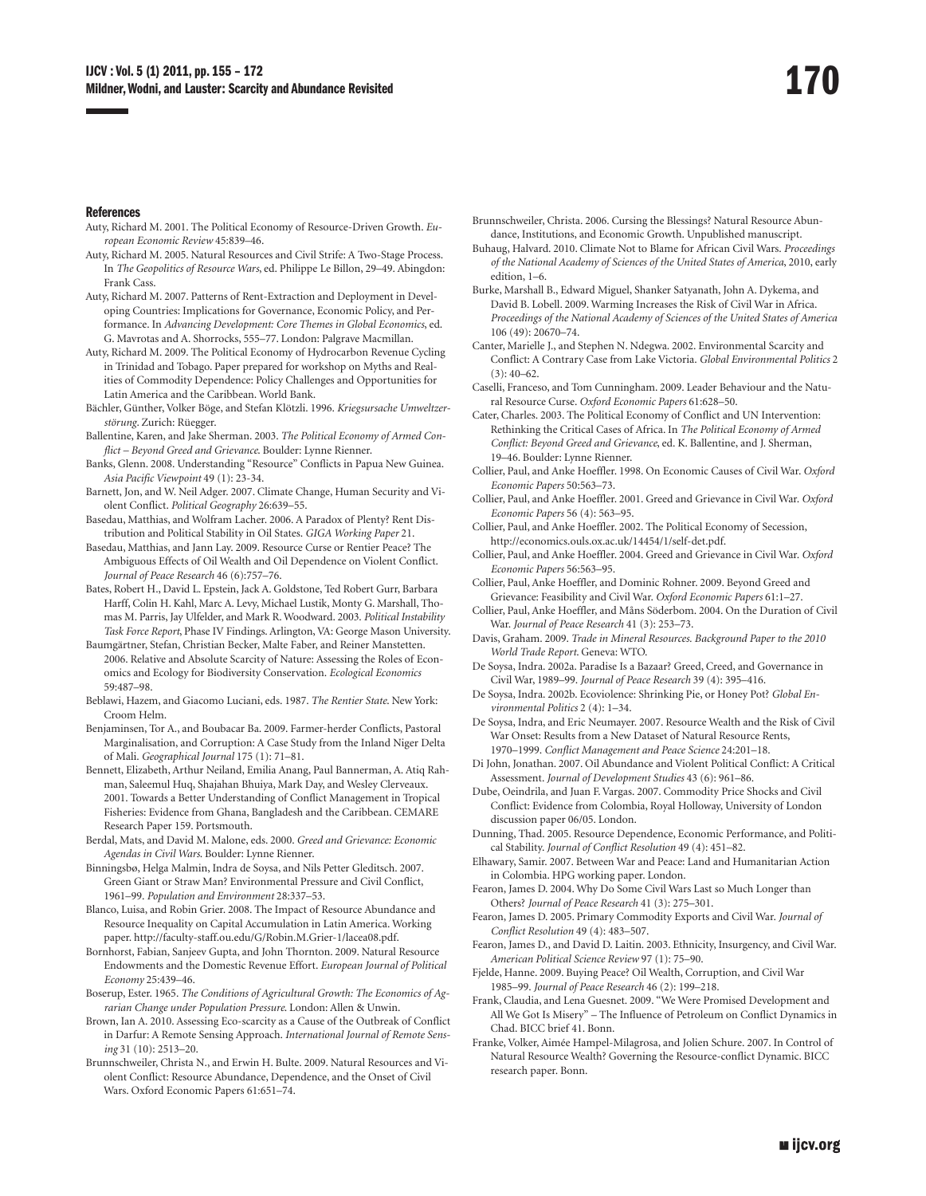#### References

Auty, Richard M. 2001. The Political Economy of Resource-Driven Growth. *European Economic Review* 45:839–46.

Auty, Richard M. 2005. Natural Resources and Civil Strife: A Two-Stage Process. In *The Geopolitics of Resource Wars*, ed. Philippe Le Billon, 29–49. Abingdon: Frank Cass.

Auty, Richard M. 2007. Patterns of Rent-Extraction and Deployment in Developing Countries: Implications for Governance, Economic Policy, and Performance. In *Advancing Development: Core Themes in Global Economics*, ed. G. Mavrotas and A. Shorrocks, 555–77. London: Palgrave Macmillan.

Auty, Richard M. 2009. The Political Economy of Hydrocarbon Revenue Cycling in Trinidad and Tobago. Paper prepared for workshop on Myths and Realities of Commodity Dependence: Policy Challenges and Opportunities for Latin America and the Caribbean. World Bank.

Bächler, Günther, Volker Böge, and Stefan Klötzli. 1996. *Kriegsursache Umweltzerstörung*. Zurich: Rüegger.

Ballentine, Karen, and Jake Sherman. 2003. *The Political Economy of Armed Conflict – Beyond Greed and Grievance*. Boulder: Lynne Rienner.

Banks, Glenn. 2008. Understanding "Resource" Conflicts in Papua New Guinea. *Asia Pacific Viewpoint* 49 (1): 23-34.

Barnett, Jon, and W. Neil Adger. 2007. Climate Change, Human Security and Violent Conflict. *Political Geography* 26:639–55.

Basedau, Matthias, and Wolfram Lacher. 2006. A Paradox of Plenty? Rent Distribution and Political Stability in Oil States. *GIGA Working Paper* 21.

Basedau, Matthias, and Jann Lay. 2009. Resource Curse or Rentier Peace? The Ambiguous Effects of Oil Wealth and Oil Dependence on Violent Conflict. *Journal of Peace Research* 46 (6):757–76.

Bates, Robert H., David L. Epstein, Jack A. Goldstone, Ted Robert Gurr, Barbara Harff, Colin H. Kahl, Marc A. Levy, Michael Lustik, Monty G. Marshall, Thomas M. Parris, Jay Ulfelder, and Mark R. Woodward. 2003. *Political Instability Task Force Report*, Phase IV Findings. Arlington, VA: George Mason University.

Baumgärtner, Stefan, Christian Becker, Malte Faber, and Reiner Manstetten. 2006. Relative and Absolute Scarcity of Nature: Assessing the Roles of Economics and Ecology for Biodiversity Conservation. *Ecological Economics* 59:487–98.

Beblawi, Hazem, and Giacomo Luciani, eds. 1987. *The Rentier State*. New York: Croom Helm.

Benjaminsen, Tor A., and Boubacar Ba. 2009. Farmer-herder Conflicts, Pastoral Marginalisation, and Corruption: A Case Study from the Inland Niger Delta of Mali. *Geographical Journal* 175 (1): 71–81.

Bennett, Elizabeth, Arthur Neiland, Emilia Anang, Paul Bannerman, A. Atiq Rahman, Saleemul Huq, Shajahan Bhuiya, Mark Day, and Wesley Clerveaux. 2001. Towards a Better Understanding of Conflict Management in Tropical Fisheries: Evidence from Ghana, Bangladesh and the Caribbean. CEMARE Research Paper 159. Portsmouth.

Berdal, Mats, and David M. Malone, eds. 2000. *Greed and Grievance: Economic Agendas in Civil Wars*. Boulder: Lynne Rienner.

Binningsbø, Helga Malmin, Indra de Soysa, and Nils Petter Gleditsch. 2007. Green Giant or Straw Man? Environmental Pressure and Civil Conflict, 1961–99. *Population and Environment* 28:337–53.

Blanco, Luisa, and Robin Grier. 2008. The Impact of Resource Abundance and Resource Inequality on Capital Accumulation in Latin America. Working paper. http://faculty-staff.ou.edu/G/Robin.M.Grier-1/lacea08.pdf.

Bornhorst, Fabian, Sanjeev Gupta, and John Thornton. 2009. Natural Resource Endowments and the Domestic Revenue Effort. *European Journal of Political Economy* 25:439–46.

Boserup, Ester. 1965. *The Conditions of Agricultural Growth: The Economics of Agrarian Change under Population Pressure*. London: Allen & Unwin.

Brown, Ian A. 2010. Assessing Eco-scarcity as a Cause of the Outbreak of Conflict in Darfur: A Remote Sensing Approach. *International Journal of Remote Sensing* 31 (10): 2513–20.

Brunnschweiler, Christa N., and Erwin H. Bulte. 2009. Natural Resources and Violent Conflict: Resource Abundance, Dependence, and the Onset of Civil Wars. Oxford Economic Papers 61:651–74.

Brunnschweiler, Christa. 2006. Cursing the Blessings? Natural Resource Abundance, Institutions, and Economic Growth. Unpublished manuscript.

Buhaug, Halvard. 2010. Climate Not to Blame for African Civil Wars. *Proceedings of the National Academy of Sciences of the United States of America*, 2010, early edition, 1–6.

Burke, Marshall B., Edward Miguel, Shanker Satyanath, John A. Dykema, and David B. Lobell. 2009. Warming Increases the Risk of Civil War in Africa. *Proceedings of the National Academy of Sciences of the United States of America* 106 (49): 20670–74.

Canter, Marielle J., and Stephen N. Ndegwa. 2002. Environmental Scarcity and Conflict: A Contrary Case from Lake Victoria. *Global Environmental Politics* 2 (3): 40–62.

Caselli, Franceso, and Tom Cunningham. 2009. Leader Behaviour and the Natural Resource Curse. *Oxford Economic Papers* 61:628–50.

Cater, Charles. 2003. The Political Economy of Conflict and UN Intervention: Rethinking the Critical Cases of Africa. In *The Political Economy of Armed Conflict: Beyond Greed and Grievance*, ed. K. Ballentine, and J. Sherman, 19–46. Boulder: Lynne Rienner.

Collier, Paul, and Anke Hoeffler. 1998. On Economic Causes of Civil War. *Oxford Economic Papers* 50:563–73.

Collier, Paul, and Anke Hoeffler. 2001. Greed and Grievance in Civil War. *Oxford Economic Papers* 56 (4): 563–95.

Collier, Paul, and Anke Hoeffler. 2002. The Political Economy of Secession, http://economics.ouls.ox.ac.uk/14454/1/self-det.pdf.

Collier, Paul, and Anke Hoeffler. 2004. Greed and Grievance in Civil War. *Oxford Economic Papers* 56:563–95.

Collier, Paul, Anke Hoeffler, and Dominic Rohner. 2009. Beyond Greed and Grievance: Feasibility and Civil War. *Oxford Economic Papers* 61:1–27.

Collier, Paul, Anke Hoeffler, and Måns Söderbom. 2004. On the Duration of Civil War. *Journal of Peace Research* 41 (3): 253–73.

Davis, Graham. 2009. *Trade in Mineral Resources. Background Paper to the 2010 World Trade Report*. Geneva: WTO.

De Soysa, Indra. 2002a. Paradise Is a Bazaar? Greed, Creed, and Governance in Civil War, 1989–99. *Journal of Peace Research* 39 (4): 395–416.

De Soysa, Indra. 2002b. Ecoviolence: Shrinking Pie, or Honey Pot? *Global Environmental Politics* 2 (4): 1–34.

De Soysa, Indra, and Eric Neumayer. 2007. Resource Wealth and the Risk of Civil War Onset: Results from a New Dataset of Natural Resource Rents, 1970–1999. *Conflict Management and Peace Science* 24:201–18.

Di John, Jonathan. 2007. Oil Abundance and Violent Political Conflict: A Critical Assessment. *Journal of Development Studies* 43 (6): 961–86.

Dube, Oeindrila, and Juan F. Vargas. 2007. Commodity Price Shocks and Civil Conflict: Evidence from Colombia, Royal Holloway, University of London discussion paper 06/05. London.

Dunning, Thad. 2005. Resource Dependence, Economic Performance, and Political Stability. *Journal of Conflict Resolution* 49 (4): 451–82.

Elhawary, Samir. 2007. Between War and Peace: Land and Humanitarian Action in Colombia. HPG working paper. London.

Fearon, James D. 2004. Why Do Some Civil Wars Last so Much Longer than Others? *Journal of Peace Research* 41 (3): 275–301.

Fearon, James D. 2005. Primary Commodity Exports and Civil War. *Journal of Conflict Resolution* 49 (4): 483–507.

Fearon, James D., and David D. Laitin. 2003. Ethnicity, Insurgency, and Civil War. *American Political Science Review* 97 (1): 75–90.

Fjelde, Hanne. 2009. Buying Peace? Oil Wealth, Corruption, and Civil War 1985–99. *Journal of Peace Research* 46 (2): 199–218.

Frank, Claudia, and Lena Guesnet. 2009. "We Were Promised Development and All We Got Is Misery" – The Influence of Petroleum on Conflict Dynamics in Chad. BICC brief 41. Bonn.

Franke, Volker, Aimée Hampel-Milagrosa, and Jolien Schure. 2007. In Control of Natural Resource Wealth? Governing the Resource-conflict Dynamic. BICC research paper. Bonn.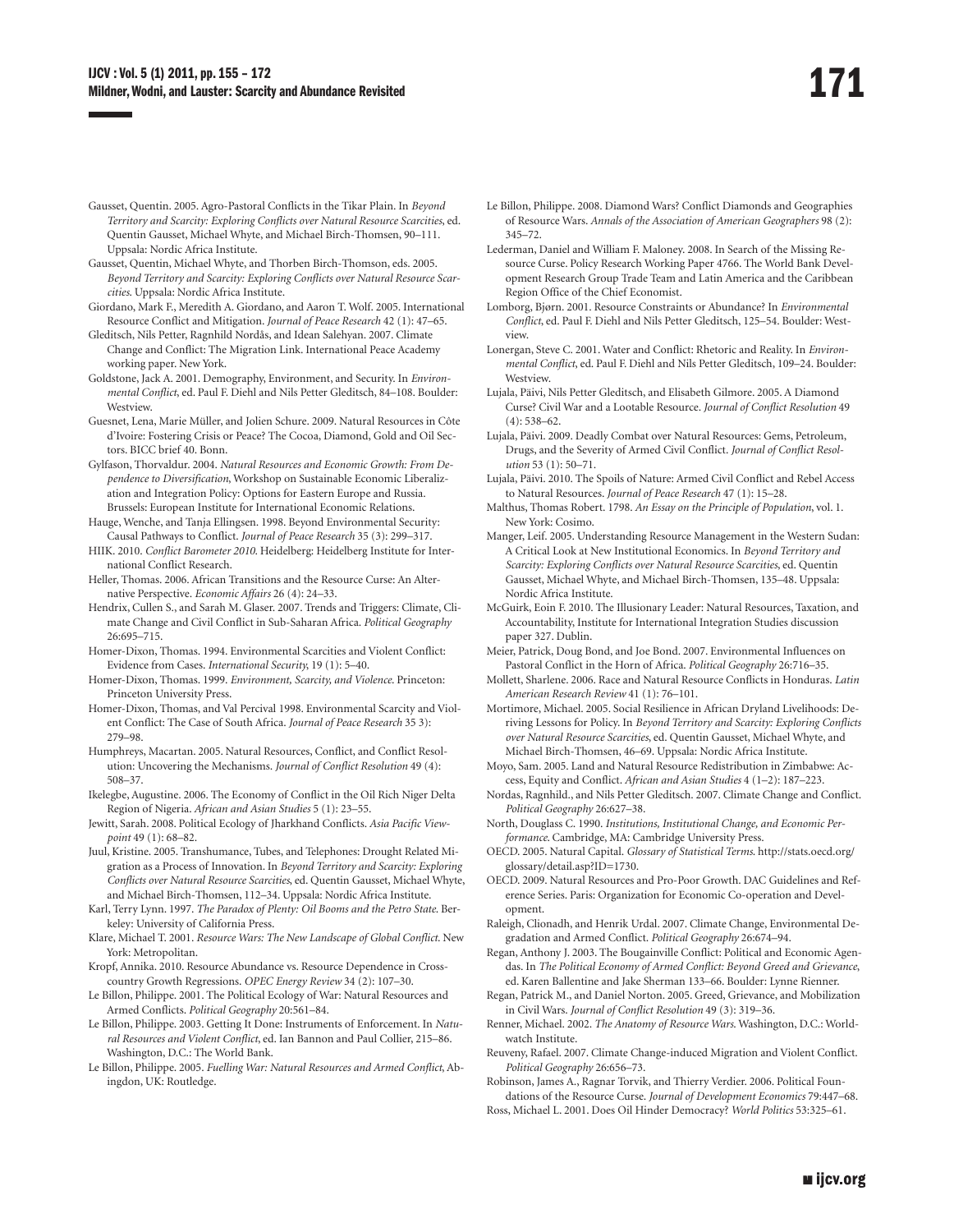Gausset, Quentin. 2005. Agro-Pastoral Conflicts in the Tikar Plain. In *Beyond Territory and Scarcity: Exploring Conflicts over Natural Resource Scarcities*, ed. Quentin Gausset, Michael Whyte, and Michael Birch-Thomsen, 90–111. Uppsala: Nordic Africa Institute.

Gausset, Quentin, Michael Whyte, and Thorben Birch-Thomson, eds. 2005. *Beyond Territory and Scarcity: Exploring Conflicts over Natural Resource Scarcities*. Uppsala: Nordic Africa Institute.

Giordano, Mark F., Meredith A. Giordano, and Aaron T. Wolf. 2005. International Resource Conflict and Mitigation. *Journal of Peace Research* 42 (1): 47–65.

Gleditsch, Nils Petter, Ragnhild Nordås, and Idean Salehyan. 2007. Climate Change and Conflict: The Migration Link. International Peace Academy working paper. New York.

Goldstone, Jack A. 2001. Demography, Environment, and Security. In *Environmental Conflict*, ed. Paul F. Diehl and Nils Petter Gleditsch, 84–108. Boulder: Westview.

Guesnet, Lena, Marie Müller, and Jolien Schure. 2009. Natural Resources in Côte d'Ivoire: Fostering Crisis or Peace? The Cocoa, Diamond, Gold and Oil Sectors. BICC brief 40. Bonn.

Gylfason, Thorvaldur. 2004. *Natural Resources and Economic Growth: From Dependence to Diversification*, Workshop on Sustainable Economic Liberalization and Integration Policy: Options for Eastern Europe and Russia. Brussels: European Institute for International Economic Relations.

Hauge, Wenche, and Tanja Ellingsen. 1998. Beyond Environmental Security: Causal Pathways to Conflict. *Journal of Peace Research* 35 (3): 299–317.

HIIK. 2010. *Conflict Barometer 2010*. Heidelberg: Heidelberg Institute for International Conflict Research.

Heller, Thomas. 2006. African Transitions and the Resource Curse: An Alternative Perspective. *Economic Affairs* 26 (4): 24–33.

Hendrix, Cullen S., and Sarah M. Glaser. 2007. Trends and Triggers: Climate, Climate Change and Civil Conflict in Sub-Saharan Africa. *Political Geography* 26:695–715.

Homer-Dixon, Thomas. 1994. Environmental Scarcities and Violent Conflict: Evidence from Cases. *International Security*, 19 (1): 5–40.

Homer-Dixon, Thomas. 1999. *Environment, Scarcity, and Violence*. Princeton: Princeton University Press.

Homer-Dixon, Thomas, and Val Percival 1998. Environmental Scarcity and Violent Conflict: The Case of South Africa. *Journal of Peace Research* 35 3): 279–98.

Humphreys, Macartan. 2005. Natural Resources, Conflict, and Conflict Resolution: Uncovering the Mechanisms. *Journal of Conflict Resolution* 49 (4): 508–37.

Ikelegbe, Augustine. 2006. The Economy of Conflict in the Oil Rich Niger Delta Region of Nigeria. *African and Asian Studies* 5 (1): 23–55.

Jewitt, Sarah. 2008. Political Ecology of Jharkhand Conflicts. *Asia Pacific Viewpoint* 49 (1): 68–82.

Juul, Kristine. 2005. Transhumance, Tubes, and Telephones: Drought Related Migration as a Process of Innovation. In *Beyond Territory and Scarcity: Exploring Conflicts over Natural Resource Scarcities*, ed. Quentin Gausset, Michael Whyte, and Michael Birch-Thomsen, 112–34. Uppsala: Nordic Africa Institute.

Karl, Terry Lynn. 1997. *The Paradox of Plenty: Oil Booms and the Petro State*. Berkeley: University of California Press.

Klare, Michael T. 2001. *Resource Wars: The New Landscape of Global Conflict*. New York: Metropolitan.

Kropf, Annika. 2010. Resource Abundance vs. Resource Dependence in Cross-country Growth Regressions. *OPEC Energy Review* 34 (2): 107–30.

Le Billon, Philippe. 2001. The Political Ecology of War: Natural Resources and Armed Conflicts. *Political Geography* 20:561–84.

Le Billon, Philippe. 2003. Getting It Done: Instruments of Enforcement. In *Natural Resources and Violent Conflict*, ed. Ian Bannon and Paul Collier, 215–86. Washington, D.C.: The World Bank.

Le Billon, Philippe. 2005. *Fuelling War: Natural Resources and Armed Conflict*, Abingdon, UK: Routledge.

Le Billon, Philippe. 2008. Diamond Wars? Conflict Diamonds and Geographies of Resource Wars. *Annals of the Association of American Geographers* 98 (2): 345–72.

Lederman, Daniel and William F. Maloney. 2008. In Search of the Missing Resource Curse. Policy Research Working Paper 4766. The World Bank Development Research Group Trade Team and Latin America and the Caribbean Region Office of the Chief Economist.

Lomborg, Bjørn. 2001. Resource Constraints or Abundance? In *Environmental Conflict*, ed. Paul F. Diehl and Nils Petter Gleditsch, 125–54. Boulder: Westview.

Lonergan, Steve C. 2001. Water and Conflict: Rhetoric and Reality. In *Environmental Conflict*, ed. Paul F. Diehl and Nils Petter Gleditsch, 109–24. Boulder: Westview.

Lujala, Päivi, Nils Petter Gleditsch, and Elisabeth Gilmore. 2005. A Diamond Curse? Civil War and a Lootable Resource. *Journal of Conflict Resolution* 49 (4): 538–62.

Lujala, Päivi. 2009. Deadly Combat over Natural Resources: Gems, Petroleum, Drugs, and the Severity of Armed Civil Conflict. *Journal of Conflict Resolution* 53 (1): 50–71.

Lujala, Päivi. 2010. The Spoils of Nature: Armed Civil Conflict and Rebel Access to Natural Resources. *Journal of Peace Research* 47 (1): 15–28.

Malthus, Thomas Robert. 1798. *An Essay on the Principle of Population*, vol. 1. New York: Cosimo.

Manger, Leif. 2005. Understanding Resource Management in the Western Sudan: A Critical Look at New Institutional Economics. In *Beyond Territory and Scarcity: Exploring Conflicts over Natural Resource Scarcities*, ed. Quentin Gausset, Michael Whyte, and Michael Birch-Thomsen, 135–48. Uppsala: Nordic Africa Institute.

McGuirk, Eoin F. 2010. The Illusionary Leader: Natural Resources, Taxation, and Accountability, Institute for International Integration Studies discussion paper 327. Dublin.

Meier, Patrick, Doug Bond, and Joe Bond. 2007. Environmental Influences on Pastoral Conflict in the Horn of Africa. *Political Geography* 26:716–35.

Mollett, Sharlene. 2006. Race and Natural Resource Conflicts in Honduras. *Latin American Research Review* 41 (1): 76–101.

Mortimore, Michael. 2005. Social Resilience in African Dryland Livelihoods: Deriving Lessons for Policy. In *Beyond Territory and Scarcity: Exploring Conflicts over Natural Resource Scarcities*, ed. Quentin Gausset, Michael Whyte, and Michael Birch-Thomsen, 46–69. Uppsala: Nordic Africa Institute.

Moyo, Sam. 2005. Land and Natural Resource Redistribution in Zimbabwe: Access, Equity and Conflict. *African and Asian Studies* 4 (1–2): 187–223.

Nordas, Ragnhild., and Nils Petter Gleditsch. 2007. Climate Change and Conflict. *Political Geography* 26:627–38.

North, Douglass C. 1990. *Institutions, Institutional Change, and Economic Performance*. Cambridge, MA: Cambridge University Press.

OECD. 2005. Natural Capital. *Glossary of Statistical Terms*. http://stats.oecd.org/glossary/detail.asp?ID=1730.

OECD. 2009. Natural Resources and Pro-Poor Growth. DAC Guidelines and Reference Series. Paris: Organization for Economic Co-operation and Development.

Raleigh, Clionadh, and Henrik Urdal. 2007. Climate Change, Environmental Degradation and Armed Conflict. *Political Geography* 26:674–94.

Regan, Anthony J. 2003. The Bougainville Conflict: Political and Economic Agendas. In *The Political Economy of Armed Conflict: Beyond Greed and Grievance*, ed. Karen Ballentine and Jake Sherman 133–66. Boulder: Lynne Rienner.

Regan, Patrick M., and Daniel Norton. 2005. Greed, Grievance, and Mobilization in Civil Wars. *Journal of Conflict Resolution* 49 (3): 319–36.

Renner, Michael. 2002. *The Anatomy of Resource Wars*. Washington, D.C.: Worldwatch Institute.

Reuveny, Rafael. 2007. Climate Change-induced Migration and Violent Conflict. *Political Geography* 26:656–73.

Robinson, James A., Ragnar Torvik, and Thierry Verdier. 2006. Political Foundations of the Resource Curse. *Journal of Development Economics* 79:447–68.

Ross, Michael L. 2001. Does Oil Hinder Democracy? *World Politics* 53:325–61.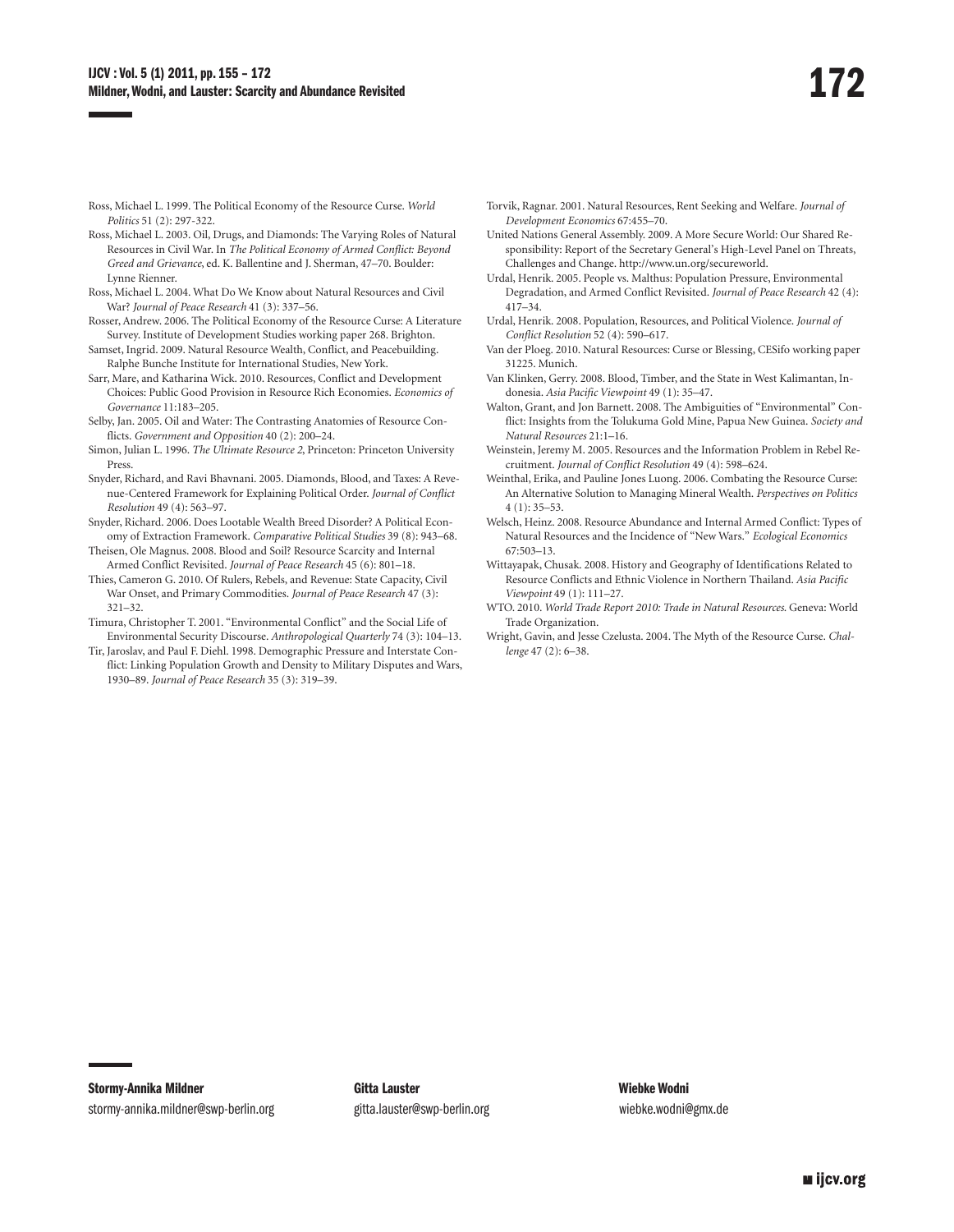Ross, Michael L. 1999. The Political Economy of the Resource Curse. *World Politics* 51 (2): 297-322.

Ross, Michael L. 2003. Oil, Drugs, and Diamonds: The Varying Roles of Natural Resources in Civil War. In *The Political Economy of Armed Conflict: Beyond Greed and Grievance*, ed. K. Ballentine and J. Sherman, 47–70. Boulder: Lynne Rienner.

Ross, Michael L. 2004. What Do We Know about Natural Resources and Civil War? *Journal of Peace Research* 41 (3): 337–56.

Rosser, Andrew. 2006. The Political Economy of the Resource Curse: A Literature Survey. Institute of Development Studies working paper 268. Brighton.

Samset, Ingrid. 2009. Natural Resource Wealth, Conflict, and Peacebuilding. Ralphe Bunche Institute for International Studies, New York.

Sarr, Mare, and Katharina Wick. 2010. Resources, Conflict and Development Choices: Public Good Provision in Resource Rich Economies. *Economics of Governance* 11:183–205.

Selby, Jan. 2005. Oil and Water: The Contrasting Anatomies of Resource Conflicts. *Government and Opposition* 40 (2): 200–24.

Simon, Julian L. 1996. *The Ultimate Resource 2*, Princeton: Princeton University Press.

Snyder, Richard, and Ravi Bhavnani. 2005. Diamonds, Blood, and Taxes: A Revenue-Centered Framework for Explaining Political Order. *Journal of Conflict Resolution* 49 (4): 563–97.

Snyder, Richard. 2006. Does Lootable Wealth Breed Disorder? A Political Economy of Extraction Framework. *Comparative Political Studies* 39 (8): 943–68.

Theisen, Ole Magnus. 2008. Blood and Soil? Resource Scarcity and Internal Armed Conflict Revisited. *Journal of Peace Research* 45 (6): 801–18.

Thies, Cameron G. 2010. Of Rulers, Rebels, and Revenue: State Capacity, Civil War Onset, and Primary Commodities. *Journal of Peace Research* 47 (3): 321–32.

Timura, Christopher T. 2001. "Environmental Conflict" and the Social Life of Environmental Security Discourse. *Anthropological Quarterly* 74 (3): 104–13.

Tir, Jaroslav, and Paul F. Diehl. 1998. Demographic Pressure and Interstate Conflict: Linking Population Growth and Density to Military Disputes and Wars, 1930–89. *Journal of Peace Research* 35 (3): 319–39.

Torvik, Ragnar. 2001. Natural Resources, Rent Seeking and Welfare. *Journal of Development Economics* 67:455–70.

United Nations General Assembly. 2009. A More Secure World: Our Shared Responsibility: Report of the Secretary General's High-Level Panel on Threats, Challenges and Change. http://www.un.org/secureworld.

Urdal, Henrik. 2005. People vs. Malthus: Population Pressure, Environmental Degradation, and Armed Conflict Revisited. *Journal of Peace Research* 42 (4): 417–34.

Urdal, Henrik. 2008. Population, Resources, and Political Violence. *Journal of Conflict Resolution* 52 (4): 590–617.

Van der Ploeg. 2010. Natural Resources: Curse or Blessing, CESifo working paper 31225. Munich.

Van Klinken, Gerry. 2008. Blood, Timber, and the State in West Kalimantan, Indonesia. *Asia Pacific Viewpoint* 49 (1): 35–47.

Walton, Grant, and Jon Barnett. 2008. The Ambiguities of "Environmental" Conflict: Insights from the Tolukuma Gold Mine, Papua New Guinea. *Society and Natural Resources* 21:1–16.

Weinstein, Jeremy M. 2005. Resources and the Information Problem in Rebel Recruitment. *Journal of Conflict Resolution* 49 (4): 598–624.

Weinthal, Erika, and Pauline Jones Luong. 2006. Combating the Resource Curse: An Alternative Solution to Managing Mineral Wealth. *Perspectives on Politics* 4 (1): 35–53.

Welsch, Heinz. 2008. Resource Abundance and Internal Armed Conflict: Types of Natural Resources and the Incidence of "New Wars." *Ecological Economics* 67:503–13.

Wittayapak, Chusak. 2008. History and Geography of Identifications Related to Resource Conflicts and Ethnic Violence in Northern Thailand. *Asia Pacific Viewpoint* 49 (1): 111–27.

WTO. 2010. *World Trade Report 2010: Trade in Natural Resources*. Geneva: World Trade Organization.

Wright, Gavin, and Jesse Czelusta. 2004. The Myth of the Resource Curse. *Challenge* 47 (2): 6–38.

**Stormy-Annika Mildner**
stormy-annika.mildner@swp-berlin.org

**Gitta Lauster**
gitta.lauster@swp-berlin.org

**Wiebke Wodni**
wiebke.wodni@gmx.de